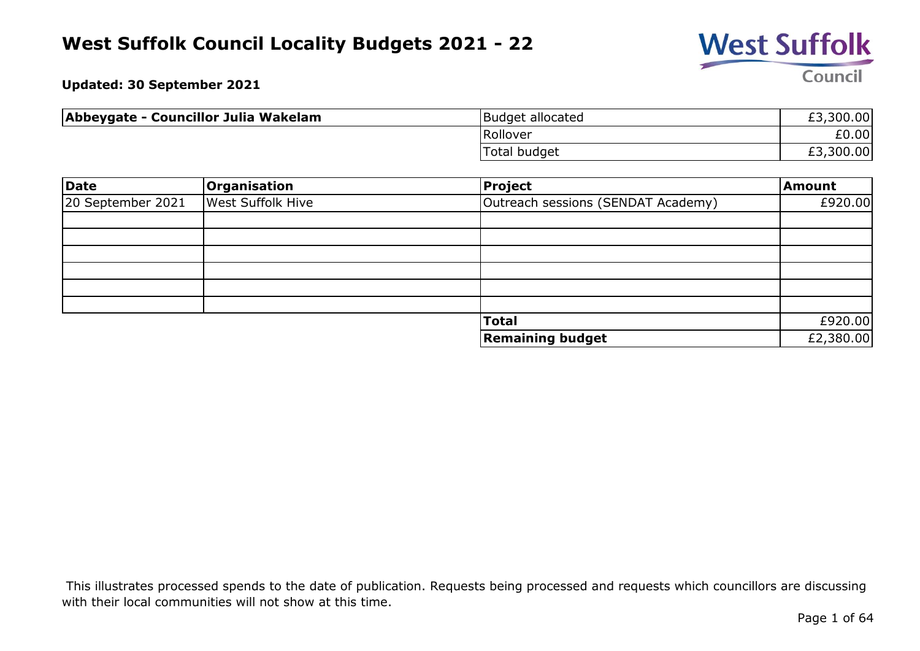# West Suffolk Council Locality Budgets 2021 - 22

**Updated: 30 September 2021**

| **Abbeygate - Councillor Julia Wakelam** | | |
|---|---|---|
| | Budget allocated | £3,300.00 |
| | Rollover | £0.00 |
| | Total budget | £3,300.00 |

| **Date** | **Organisation** | **Project** | **Amount** |
|---|---|---|---|
| 20 September 2021 | West Suffolk Hive | Outreach sessions (SENDAT Academy) | £920.00 |
| | | | |
| | | | |
| | | | |
| | | | |
| | | | |
| | | | |
| | | **Total** | £920.00 |
| | | **Remaining budget** | £2,380.00 |

This illustrates processed spends to the date of publication. Requests being processed and requests which councillors are discussing with their local communities will not show at this time.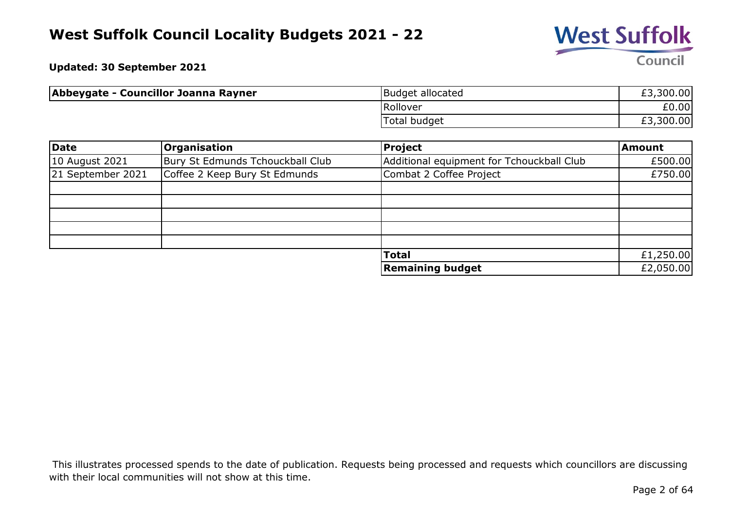# West Suffolk Council Locality Budgets 2021 - 22

**Updated: 30 September 2021**

| **Abbeygate - Councillor Joanna Rayner** | | |
|---|---|---|
| | Budget allocated | £3,300.00 |
| | Rollover | £0.00 |
| | Total budget | £3,300.00 |

| **Date** | **Organisation** | **Project** | **Amount** |
|---|---|---|---|
| 10 August 2021 | Bury St Edmunds Tchouckball Club | Additional equipment for Tchouckball Club | £500.00 |
| 21 September 2021 | Coffee 2 Keep Bury St Edmunds | Combat 2 Coffee Project | £750.00 |
| | | | |
| | | | |
| | | | |
| | | | |
| | | | |
| | | **Total** | £1,250.00 |
| | | **Remaining budget** | £2,050.00 |

This illustrates processed spends to the date of publication. Requests being processed and requests which councillors are discussing with their local communities will not show at this time.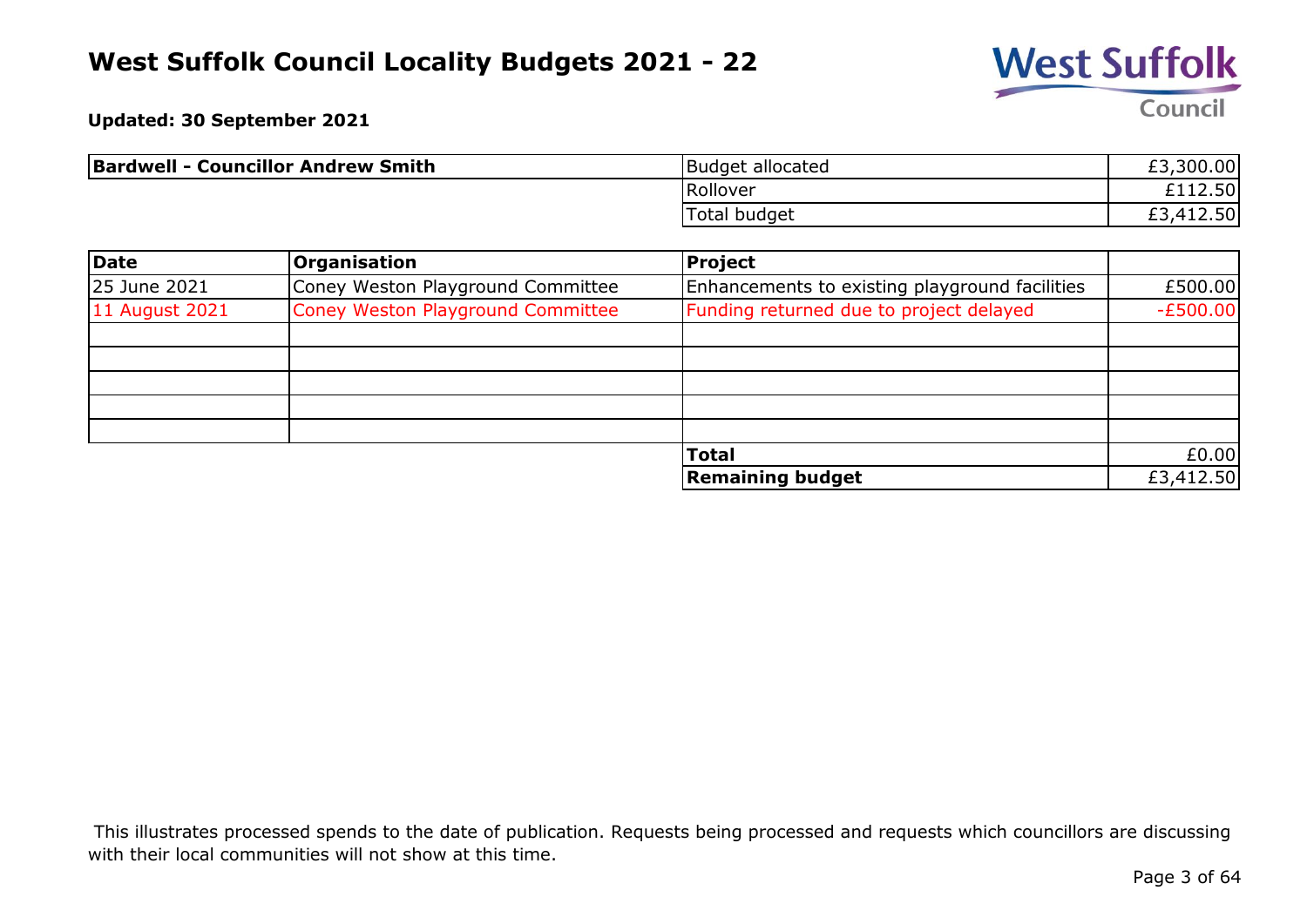# West Suffolk Council Locality Budgets 2021 - 22

**Updated: 30 September 2021**

| **Bardwell - Councillor Andrew Smith** | |
|---|---|
| Budget allocated | £3,300.00 |
| Rollover | £112.50 |
| Total budget | £3,412.50 |

| **Date** | **Organisation** | **Project** | |
|---|---|---|---|
| 25 June 2021 | Coney Weston Playground Committee | Enhancements to existing playground facilities | £500.00 |
| 11 August 2021 | Coney Weston Playground Committee | Funding returned due to project delayed | -£500.00 |
| | | | |
| | | | |
| | | | |
| | | | |
| | | | |
| | | **Total** | £0.00 |
| | | **Remaining budget** | £3,412.50 |

This illustrates processed spends to the date of publication. Requests being processed and requests which councillors are discussing with their local communities will not show at this time.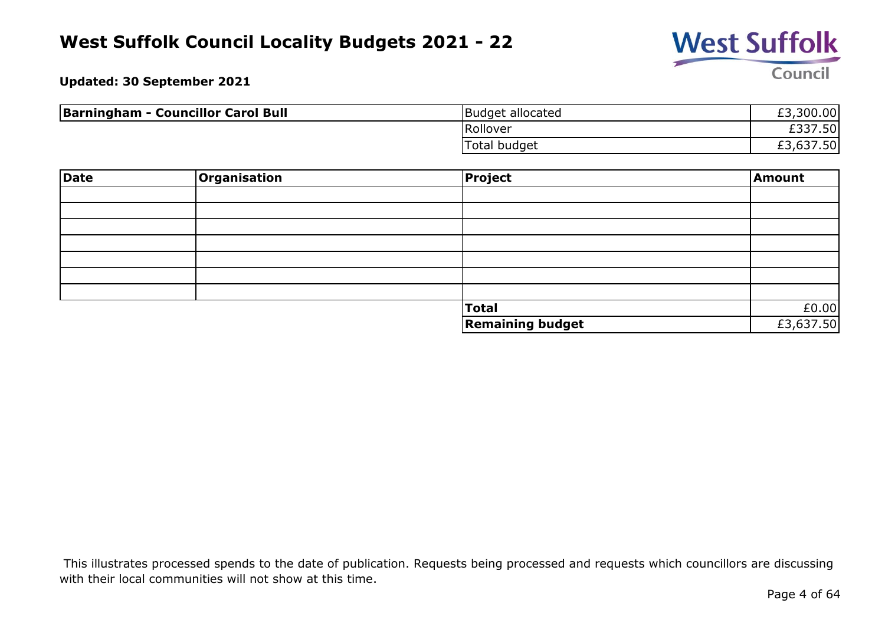# West Suffolk Council Locality Budgets 2021 - 22

**Updated: 30 September 2021**

| **Barningham - Councillor Carol Bull** | | |
|---|---|---|
| | Budget allocated | £3,300.00 |
| | Rollover | £337.50 |
| | Total budget | £3,637.50 |

| **Date** | **Organisation** | **Project** | **Amount** |
|---|---|---|---|
| | | | |
| | | | |
| | | | |
| | | | |
| | | | |
| | | | |
| | | | |
| | | **Total** | £0.00 |
| | | **Remaining budget** | £3,637.50 |

This illustrates processed spends to the date of publication. Requests being processed and requests which councillors are discussing with their local communities will not show at this time.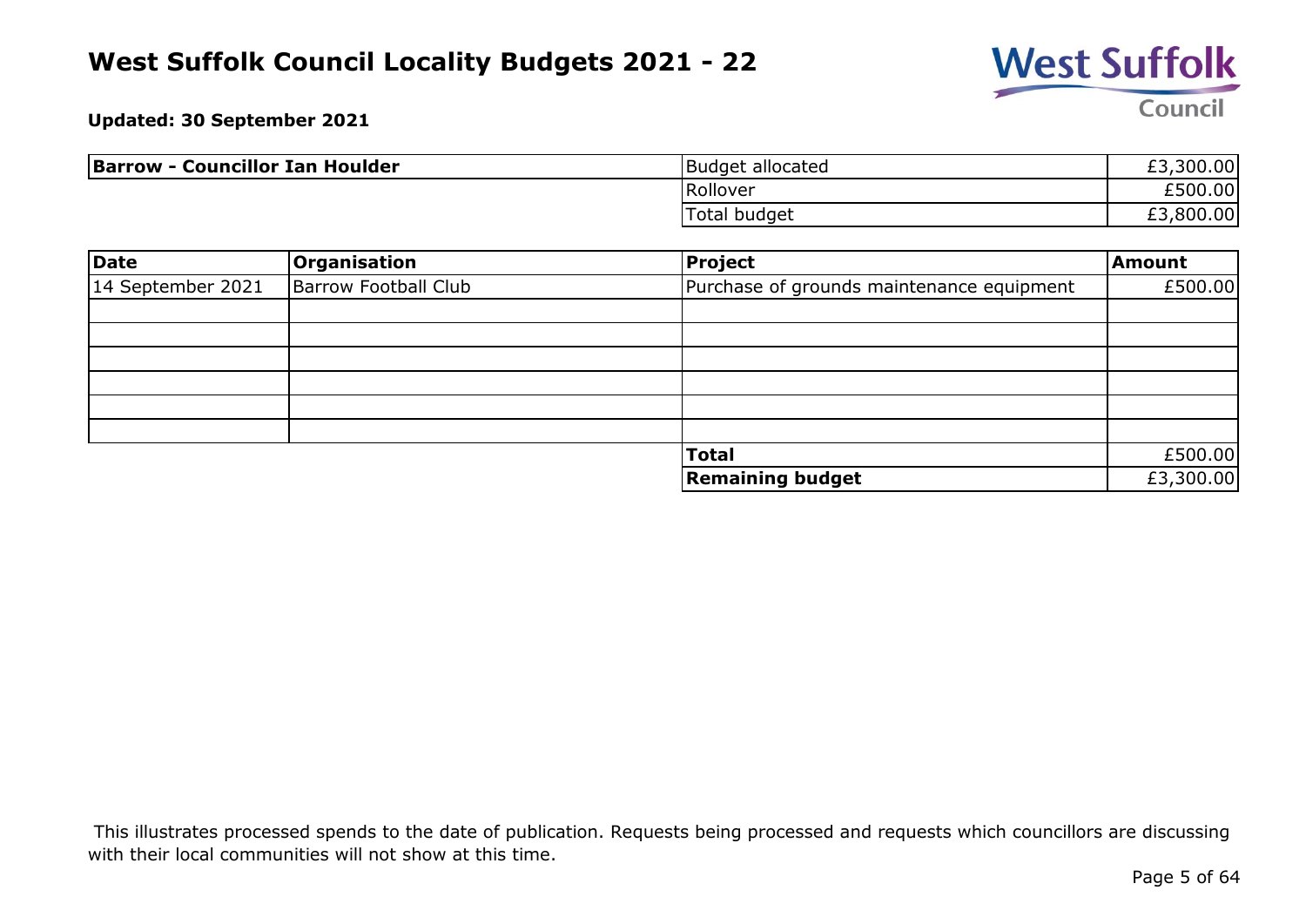# West Suffolk Council Locality Budgets 2021 - 22

**Updated: 30 September 2021**

| **Barrow - Councillor Ian Houlder** | | |
|---|---|---|
| | Budget allocated | £3,300.00 |
| | Rollover | £500.00 |
| | Total budget | £3,800.00 |

| **Date** | **Organisation** | **Project** | **Amount** |
|---|---|---|---|
| 14 September 2021 | Barrow Football Club | Purchase of grounds maintenance equipment | £500.00 |
| | | | |
| | | | |
| | | | |
| | | | |
| | | | |
| | | | |
| | | **Total** | £500.00 |
| | | **Remaining budget** | £3,300.00 |

This illustrates processed spends to the date of publication. Requests being processed and requests which councillors are discussing with their local communities will not show at this time.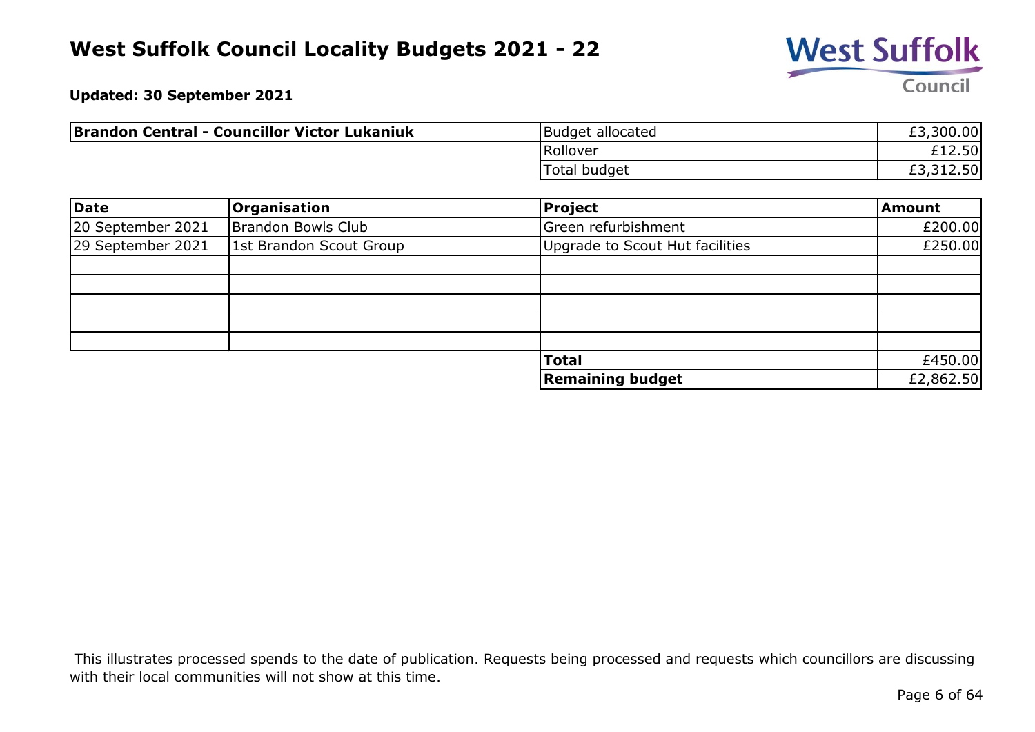# West Suffolk Council Locality Budgets 2021 - 22

**Updated: 30 September 2021**

| **Brandon Central - Councillor Victor Lukaniuk** | | |
|---|---|---|
| | Budget allocated | £3,300.00 |
| | Rollover | £12.50 |
| | Total budget | £3,312.50 |

| Date | Organisation | Project | Amount |
|---|---|---|---|
| 20 September 2021 | Brandon Bowls Club | Green refurbishment | £200.00 |
| 29 September 2021 | 1st Brandon Scout Group | Upgrade to Scout Hut facilities | £250.00 |
| | | | |
| | | | |
| | | | |
| | | | |
| | | | |
| | | **Total** | £450.00 |
| | | **Remaining budget** | £2,862.50 |

This illustrates processed spends to the date of publication. Requests being processed and requests which councillors are discussing with their local communities will not show at this time.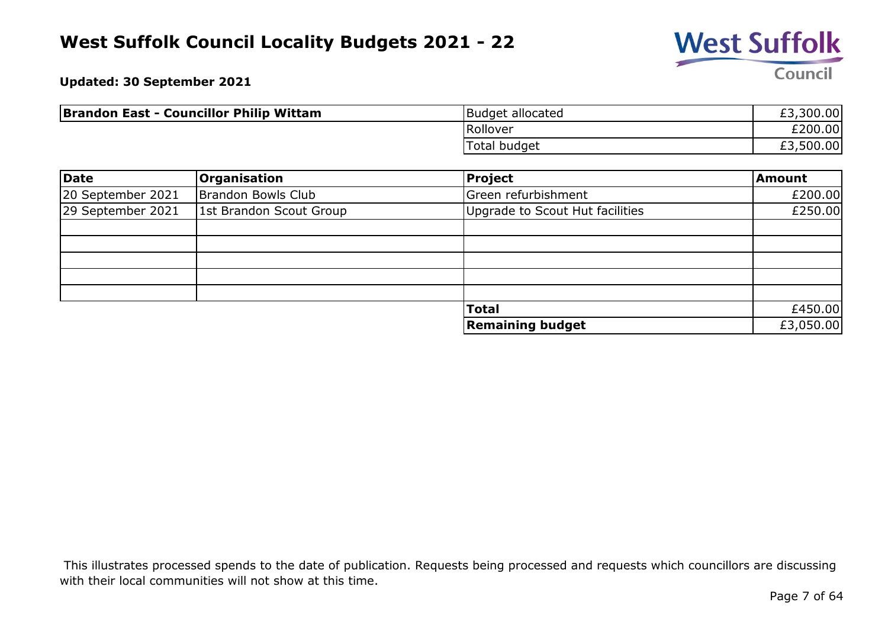# West Suffolk Council Locality Budgets 2021 - 22

**Updated: 30 September 2021**

| **Brandon East - Councillor Philip Wittam** | | |
|---|---|---|
| | Budget allocated | £3,300.00 |
| | Rollover | £200.00 |
| | Total budget | £3,500.00 |

| Date | Organisation | Project | Amount |
|---|---|---|---|
| 20 September 2021 | Brandon Bowls Club | Green refurbishment | £200.00 |
| 29 September 2021 | 1st Brandon Scout Group | Upgrade to Scout Hut facilities | £250.00 |
| | | | |
| | | | |
| | | | |
| | | | |
| | | | |
| | | **Total** | £450.00 |
| | | **Remaining budget** | £3,050.00 |

This illustrates processed spends to the date of publication. Requests being processed and requests which councillors are discussing with their local communities will not show at this time.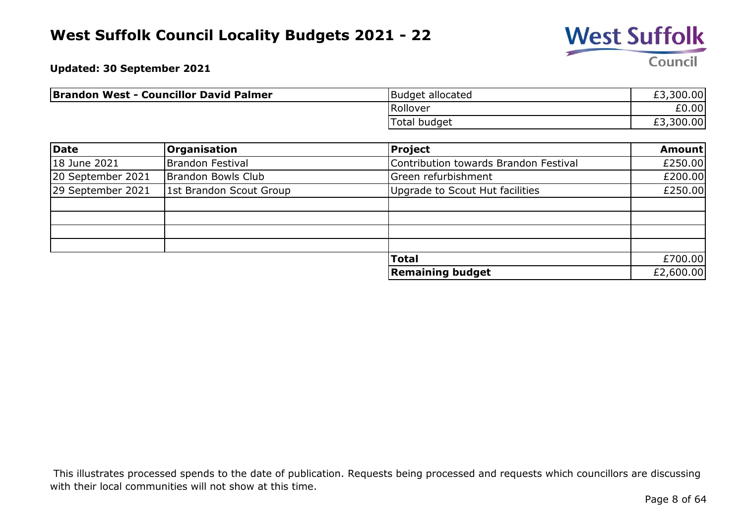# West Suffolk Council Locality Budgets 2021 - 22

**Updated: 30 September 2021**

| **Brandon West - Councillor David Palmer** | | |
|---|---|---|
| | Budget allocated | £3,300.00 |
| | Rollover | £0.00 |
| | Total budget | £3,300.00 |

| **Date** | **Organisation** | **Project** | **Amount** |
|---|---|---|---|
| 18 June 2021 | Brandon Festival | Contribution towards Brandon Festival | £250.00 |
| 20 September 2021 | Brandon Bowls Club | Green refurbishment | £200.00 |
| 29 September 2021 | 1st Brandon Scout Group | Upgrade to Scout Hut facilities | £250.00 |
| | | | |
| | | | |
| | | | |
| | | | |
| | | **Total** | £700.00 |
| | | **Remaining budget** | £2,600.00 |

This illustrates processed spends to the date of publication. Requests being processed and requests which councillors are discussing with their local communities will not show at this time.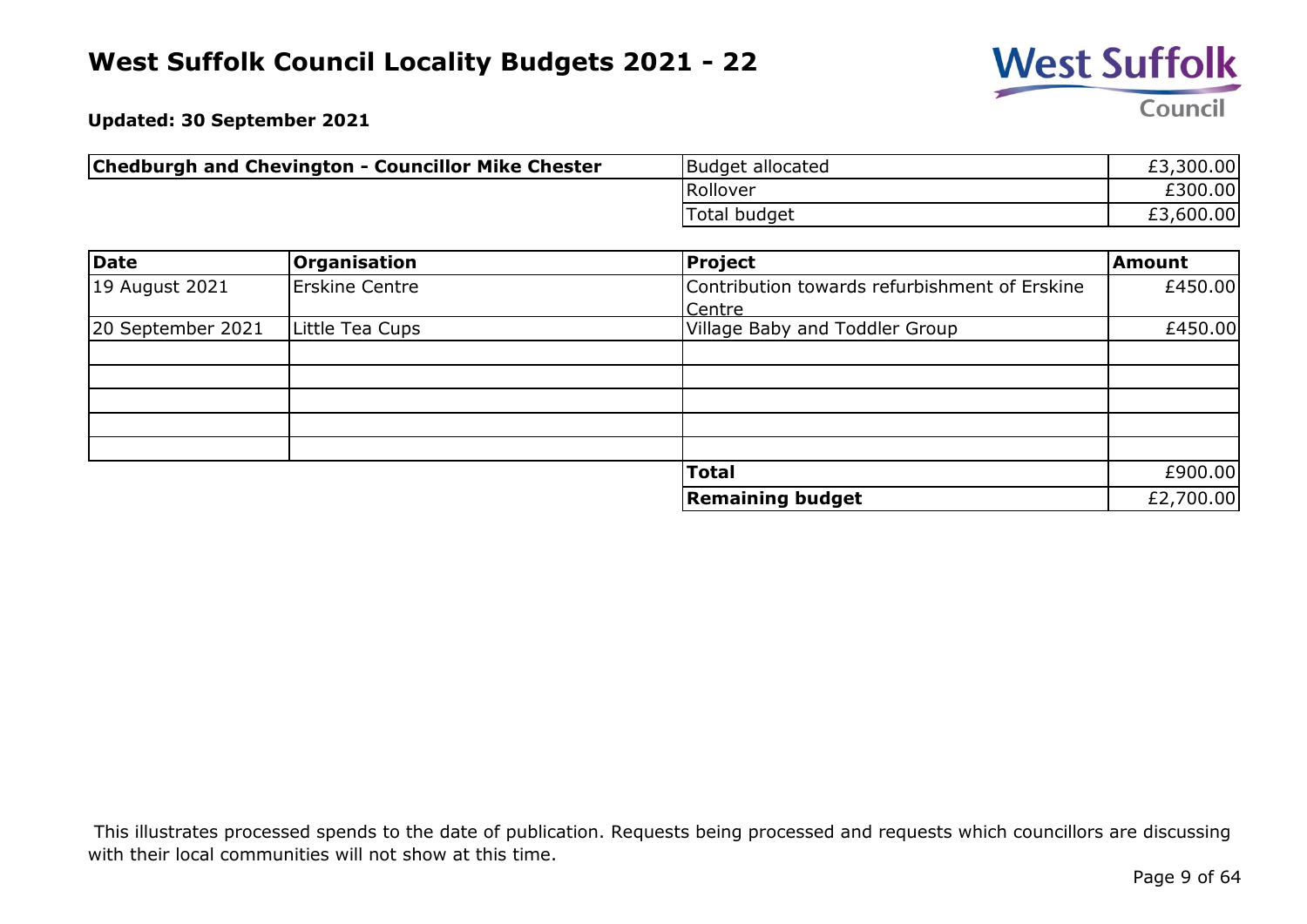# West Suffolk Council Locality Budgets 2021 - 22

**Updated: 30 September 2021**

| **Chedburgh and Chevington - Councillor Mike Chester** | | |
|---|---|---|
| | Budget allocated | £3,300.00 |
| | Rollover | £300.00 |
| | Total budget | £3,600.00 |

| Date | Organisation | Project | Amount |
|---|---|---|---|
| 19 August 2021 | Erskine Centre | Contribution towards refurbishment of Erskine Centre | £450.00 |
| 20 September 2021 | Little Tea Cups | Village Baby and Toddler Group | £450.00 |
| | | | |
| | | | |
| | | | |
| | | | |
| | | | |
| | | **Total** | £900.00 |
| | | **Remaining budget** | £2,700.00 |

This illustrates processed spends to the date of publication. Requests being processed and requests which councillors are discussing with their local communities will not show at this time.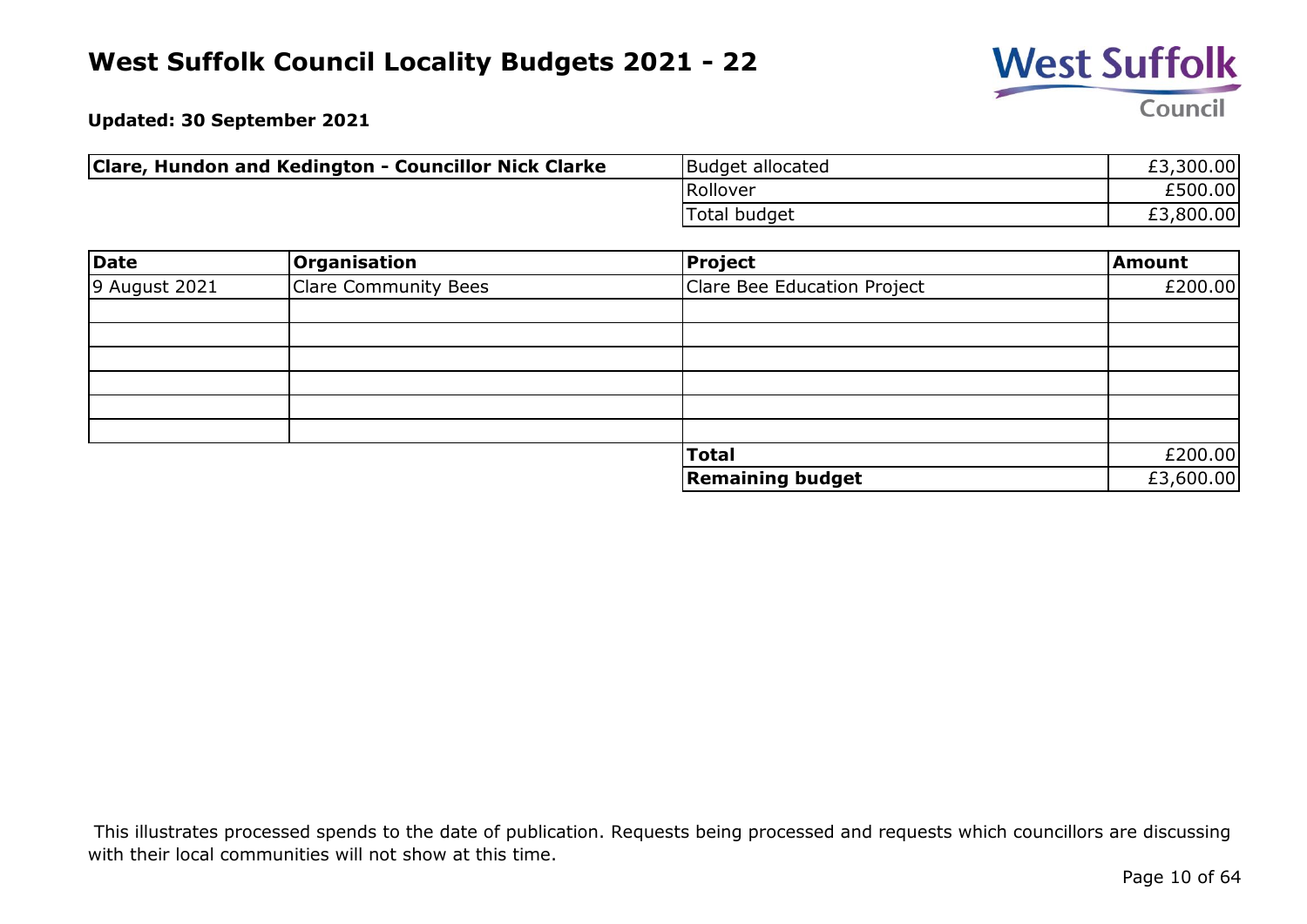# West Suffolk Council Locality Budgets 2021 - 22

**Updated: 30 September 2021**

| **Clare, Hundon and Kedington - Councillor Nick Clarke** | | |
|---|---|---|
| | Budget allocated | £3,300.00 |
| | Rollover | £500.00 |
| | Total budget | £3,800.00 |

| **Date** | **Organisation** | **Project** | **Amount** |
|---|---|---|---|
| 9 August 2021 | Clare Community Bees | Clare Bee Education Project | £200.00 |
| | | | |
| | | | |
| | | | |
| | | | |
| | | | |
| | | | |
| | | **Total** | £200.00 |
| | | **Remaining budget** | £3,600.00 |

This illustrates processed spends to the date of publication. Requests being processed and requests which councillors are discussing with their local communities will not show at this time.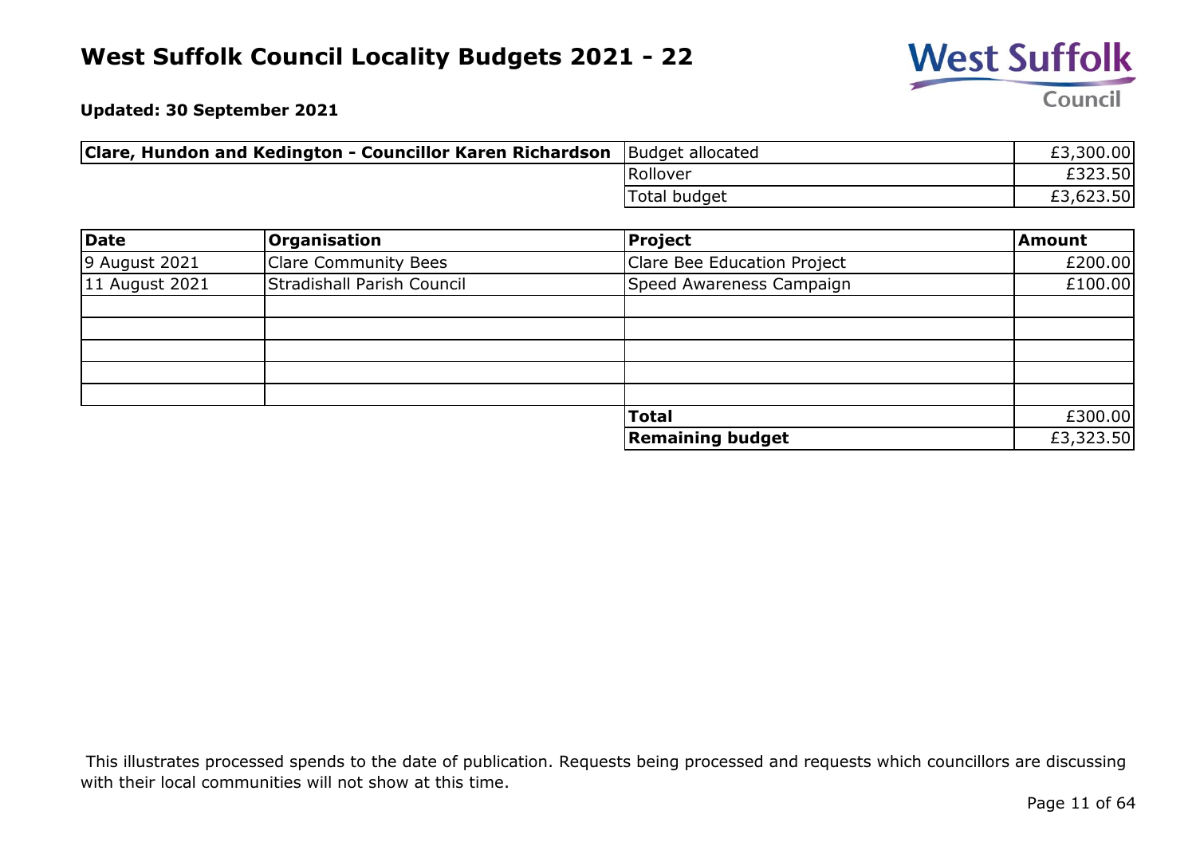# West Suffolk Council Locality Budgets 2021 - 22

**Updated: 30 September 2021**

| **Clare, Hundon and Kedington - Councillor Karen Richardson** | Budget allocated | £3,300.00 |
|---|---|---|
| | Rollover | £323.50 |
| | Total budget | £3,623.50 |

| **Date** | **Organisation** | **Project** | **Amount** |
|---|---|---|---|
| 9 August 2021 | Clare Community Bees | Clare Bee Education Project | £200.00 |
| 11 August 2021 | Stradishall Parish Council | Speed Awareness Campaign | £100.00 |
| | | | |
| | | | |
| | | | |
| | | | |
| | | | |
| | | **Total** | £300.00 |
| | | **Remaining budget** | £3,323.50 |

This illustrates processed spends to the date of publication. Requests being processed and requests which councillors are discussing with their local communities will not show at this time.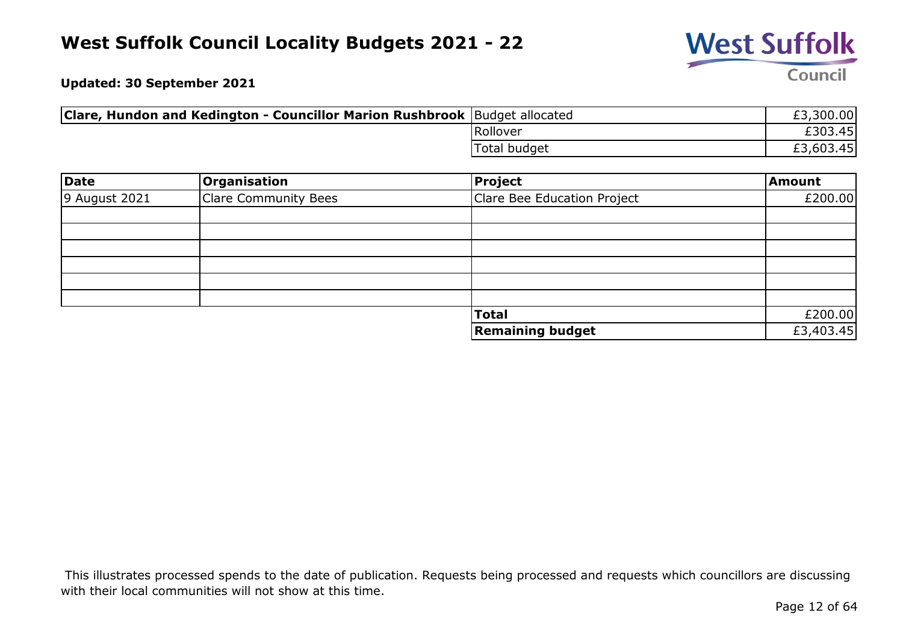# West Suffolk Council Locality Budgets 2021 - 22

**Updated: 30 September 2021**

| **Clare, Hundon and Kedington - Councillor Marion Rushbrook** | | |
|---|---|---|
| | Budget allocated | £3,300.00 |
| | Rollover | £303.45 |
| | Total budget | £3,603.45 |

| **Date** | **Organisation** | **Project** | **Amount** |
|---|---|---|---|
| 9 August 2021 | Clare Community Bees | Clare Bee Education Project | £200.00 |
| | | | |
| | | | |
| | | | |
| | | | |
| | | | |
| | | | |
| | | **Total** | £200.00 |
| | | **Remaining budget** | £3,403.45 |

This illustrates processed spends to the date of publication. Requests being processed and requests which councillors are discussing with their local communities will not show at this time.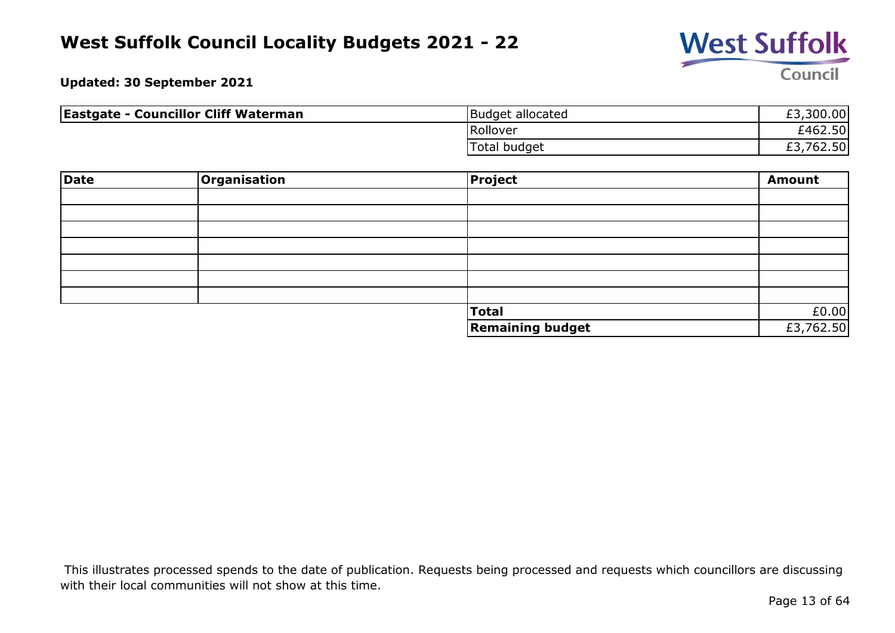# West Suffolk Council Locality Budgets 2021 - 22

**Updated: 30 September 2021**

| **Eastgate - Councillor Cliff Waterman** | | |
|---|---|---|
| | Budget allocated | £3,300.00 |
| | Rollover | £462.50 |
| | Total budget | £3,762.50 |

| Date | Organisation | Project | Amount |
|---|---|---|---|
| | | | |
| | | | |
| | | | |
| | | | |
| | | | |
| | | | |
| | | | |
| | | **Total** | £0.00 |
| | | **Remaining budget** | £3,762.50 |

This illustrates processed spends to the date of publication. Requests being processed and requests which councillors are discussing with their local communities will not show at this time.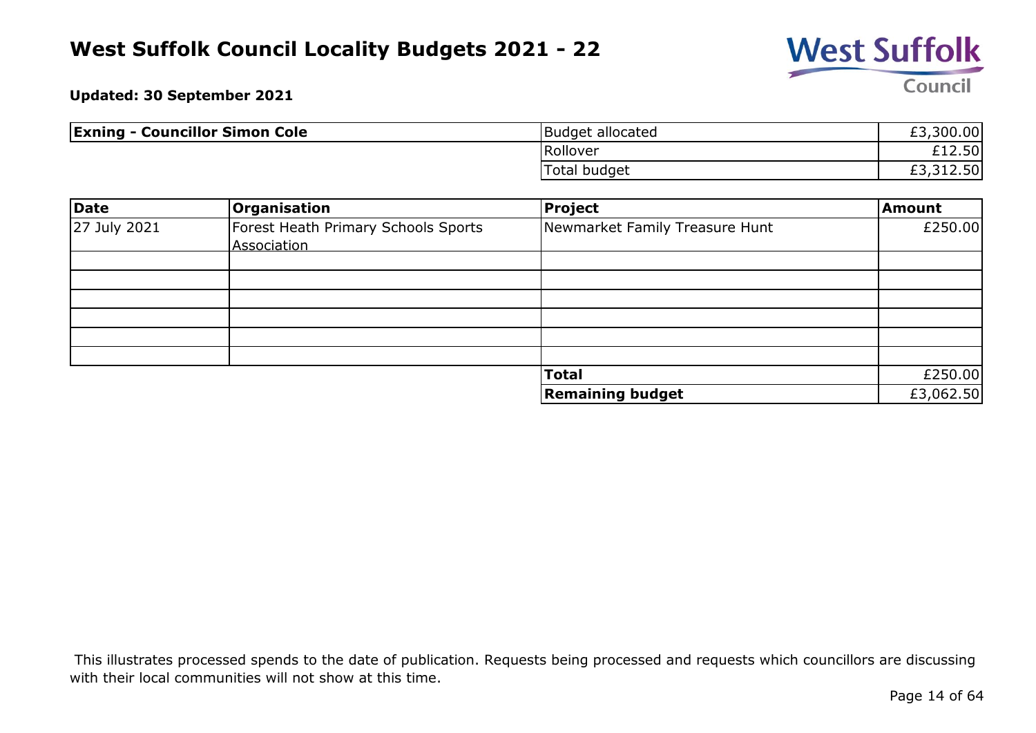# West Suffolk Council Locality Budgets 2021 - 22

**Updated: 30 September 2021**

| **Exning - Councillor Simon Cole** | | |
|---|---|---|
| | Budget allocated | £3,300.00 |
| | Rollover | £12.50 |
| | Total budget | £3,312.50 |

| **Date** | **Organisation** | **Project** | **Amount** |
|---|---|---|---|
| 27 July 2021 | Forest Heath Primary Schools Sports Association | Newmarket Family Treasure Hunt | £250.00 |
| | | | |
| | | | |
| | | | |
| | | | |
| | | | |
| | | | |
| | | **Total** | £250.00 |
| | | **Remaining budget** | £3,062.50 |

This illustrates processed spends to the date of publication. Requests being processed and requests which councillors are discussing with their local communities will not show at this time.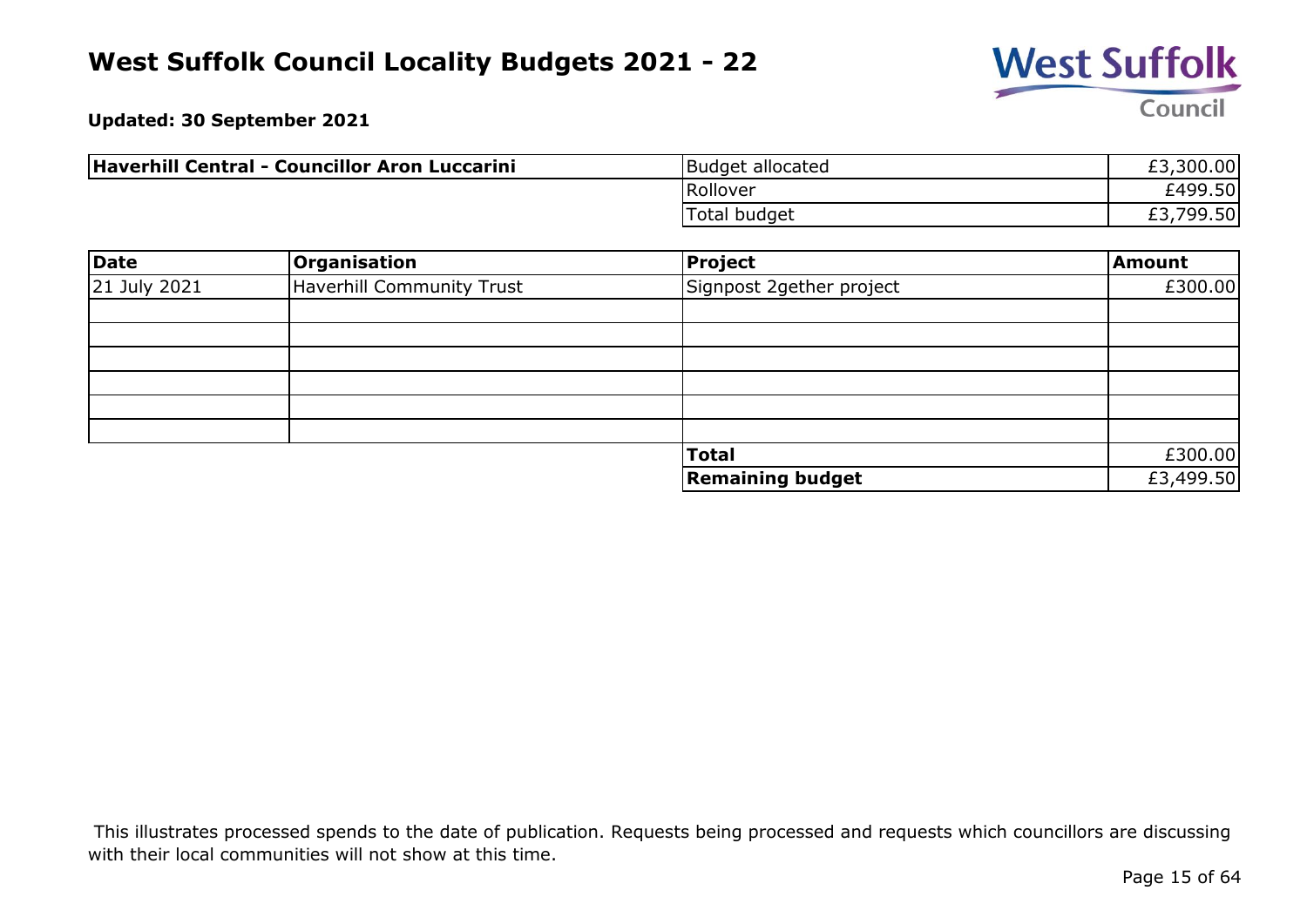# West Suffolk Council Locality Budgets 2021 - 22

**Updated: 30 September 2021**

| **Haverhill Central - Councillor Aron Luccarini** | Budget allocated | £3,300.00 |
|---|---|---|
| | Rollover | £499.50 |
| | Total budget | £3,799.50 |

| Date | Organisation | Project | Amount |
|---|---|---|---|
| 21 July 2021 | Haverhill Community Trust | Signpost 2gether project | £300.00 |
| | | | |
| | | | |
| | | | |
| | | | |
| | | | |
| | | | |
| | | **Total** | £300.00 |
| | | **Remaining budget** | £3,499.50 |

This illustrates processed spends to the date of publication. Requests being processed and requests which councillors are discussing with their local communities will not show at this time.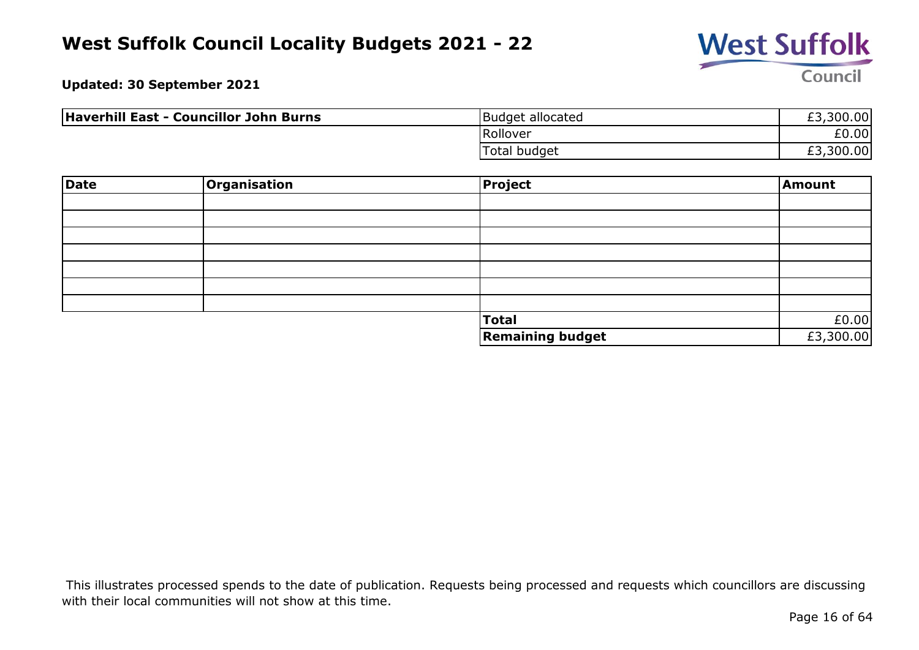# West Suffolk Council Locality Budgets 2021 - 22

**Updated: 30 September 2021**

| **Haverhill East - Councillor John Burns** | Budget allocated | £3,300.00 |
|---|---|---|
| | Rollover | £0.00 |
| | Total budget | £3,300.00 |

| Date | Organisation | Project | Amount |
|---|---|---|---|
| | | | |
| | | | |
| | | | |
| | | | |
| | | | |
| | | | |
| | | | |
| | | **Total** | £0.00 |
| | | **Remaining budget** | £3,300.00 |

This illustrates processed spends to the date of publication. Requests being processed and requests which councillors are discussing with their local communities will not show at this time.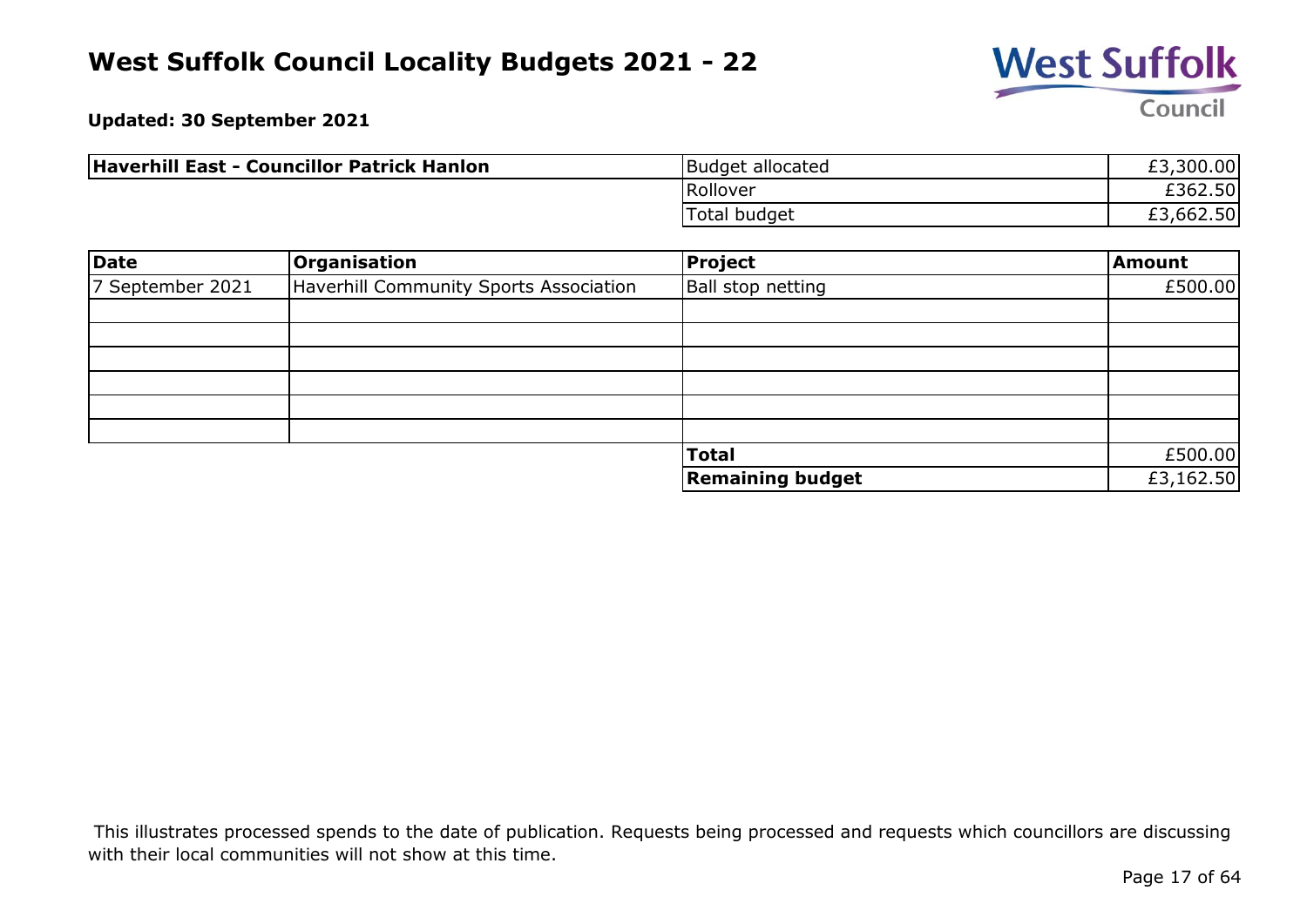# West Suffolk Council Locality Budgets 2021 - 22

**Updated: 30 September 2021**

| **Haverhill East - Councillor Patrick Hanlon** | | |
|---|---|---|
| | Budget allocated | £3,300.00 |
| | Rollover | £362.50 |
| | Total budget | £3,662.50 |

| Date | Organisation | Project | Amount |
|---|---|---|---|
| 7 September 2021 | Haverhill Community Sports Association | Ball stop netting | £500.00 |
| | | | |
| | | | |
| | | | |
| | | | |
| | | | |
| | | | |
| | | **Total** | £500.00 |
| | | **Remaining budget** | £3,162.50 |

This illustrates processed spends to the date of publication. Requests being processed and requests which councillors are discussing with their local communities will not show at this time.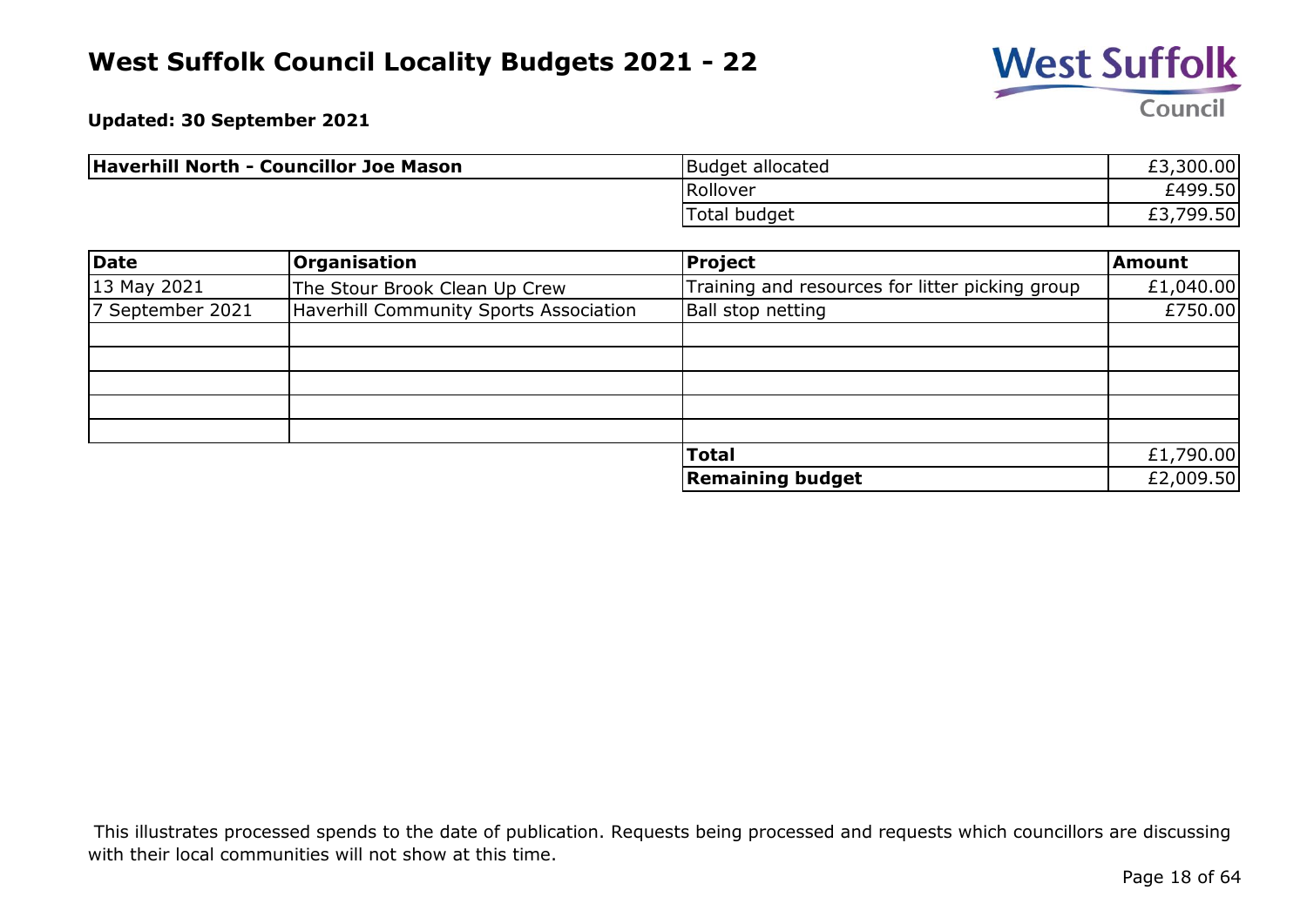# West Suffolk Council Locality Budgets 2021 - 22

**Updated: 30 September 2021**

| **Haverhill North - Councillor Joe Mason** | | |
|---|---|---|
| | Budget allocated | £3,300.00 |
| | Rollover | £499.50 |
| | Total budget | £3,799.50 |

| **Date** | **Organisation** | **Project** | **Amount** |
|---|---|---|---|
| 13 May 2021 | The Stour Brook Clean Up Crew | Training and resources for litter picking group | £1,040.00 |
| 7 September 2021 | Haverhill Community Sports Association | Ball stop netting | £750.00 |
| | | | |
| | | | |
| | | | |
| | | | |
| | | | |
| | | **Total** | £1,790.00 |
| | | **Remaining budget** | £2,009.50 |

This illustrates processed spends to the date of publication. Requests being processed and requests which councillors are discussing with their local communities will not show at this time.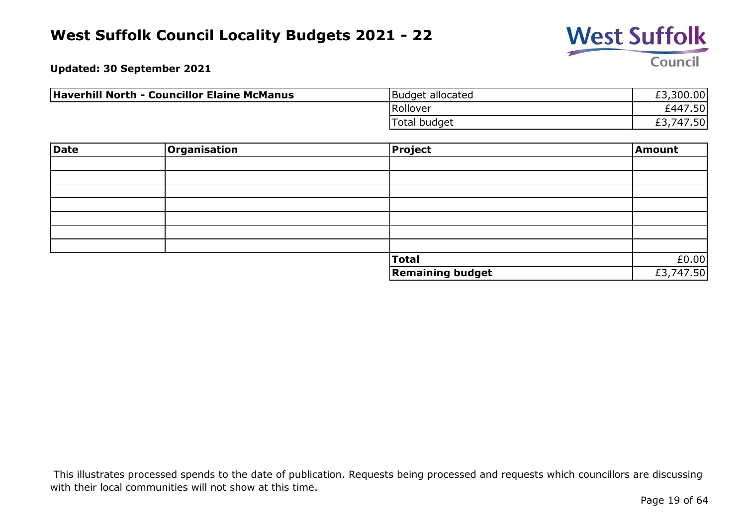# West Suffolk Council Locality Budgets 2021 - 22

**Updated: 30 September 2021**

| **Haverhill North - Councillor Elaine McManus** | | |
|---|---|---|
| | Budget allocated | £3,300.00 |
| | Rollover | £447.50 |
| | Total budget | £3,747.50 |

| **Date** | **Organisation** | **Project** | **Amount** |
|---|---|---|---|
| | | | |
| | | | |
| | | | |
| | | | |
| | | | |
| | | | |
| | | | |
| | | **Total** | £0.00 |
| | | **Remaining budget** | £3,747.50 |

This illustrates processed spends to the date of publication. Requests being processed and requests which councillors are discussing with their local communities will not show at this time.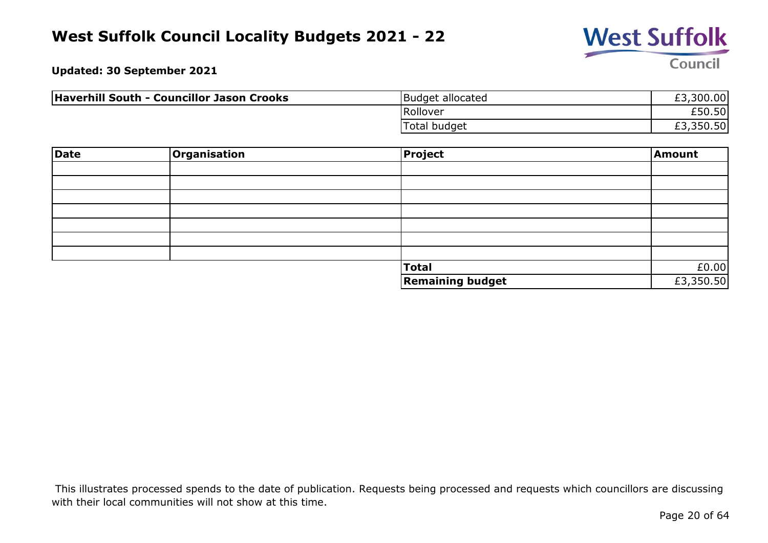# West Suffolk Council Locality Budgets 2021 - 22

**Updated: 30 September 2021**

| Haverhill South - Councillor Jason Crooks | Budget allocated | £3,300.00 |
|---|---|---|
| | Rollover | £50.50 |
| | Total budget | £3,350.50 |

| Date | Organisation | Project | Amount |
|---|---|---|---|
| | | | |
| | | | |
| | | | |
| | | | |
| | | | |
| | | | |
| | | | |
| | | **Total** | £0.00 |
| | | **Remaining budget** | £3,350.50 |

This illustrates processed spends to the date of publication. Requests being processed and requests which councillors are discussing with their local communities will not show at this time.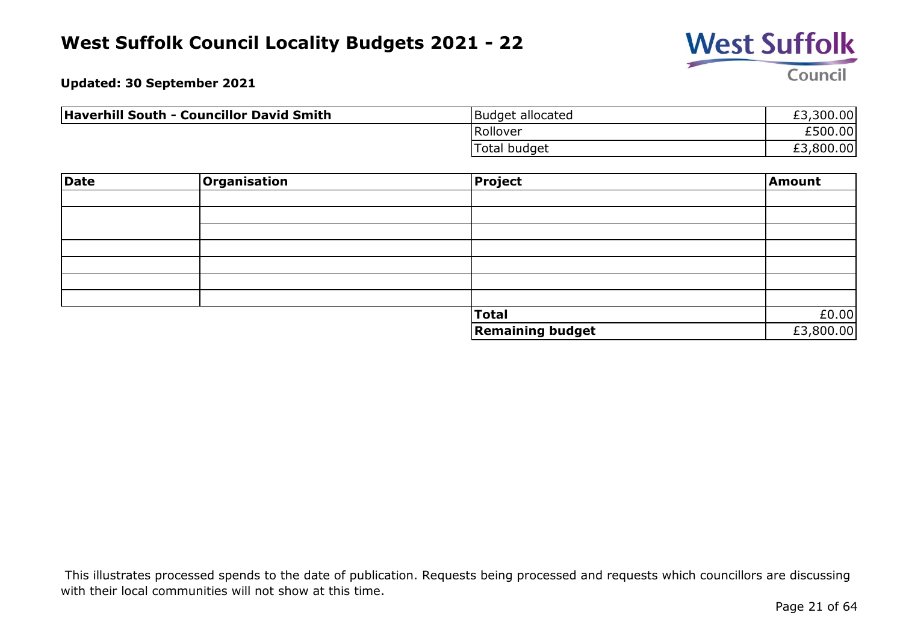# West Suffolk Council Locality Budgets 2021 - 22

**Updated: 30 September 2021**

| **Haverhill South - Councillor David Smith** | | |
|---|---|---|
| | Budget allocated | £3,300.00 |
| | Rollover | £500.00 |
| | Total budget | £3,800.00 |

| **Date** | **Organisation** | **Project** | **Amount** |
|---|---|---|---|
| | | | |
| | | | |
| | | | |
| | | | |
| | | | |
| | | | |
| | | | |
| | | **Total** | £0.00 |
| | | **Remaining budget** | £3,800.00 |

This illustrates processed spends to the date of publication. Requests being processed and requests which councillors are discussing with their local communities will not show at this time.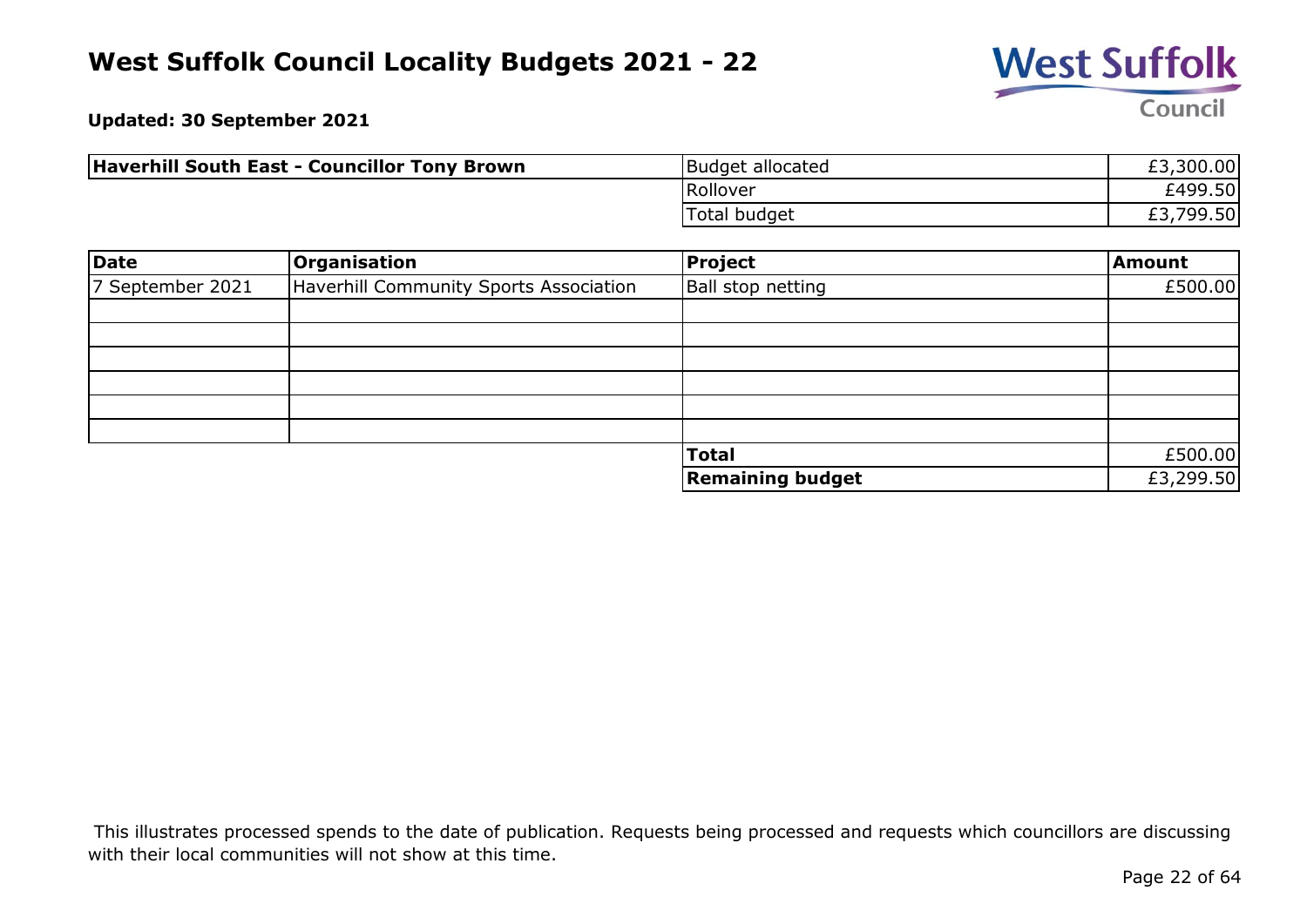# West Suffolk Council Locality Budgets 2021 - 22

**Updated: 30 September 2021**

| **Haverhill South East - Councillor Tony Brown** | | |
|---|---|---|
| | Budget allocated | £3,300.00 |
| | Rollover | £499.50 |
| | Total budget | £3,799.50 |

| **Date** | **Organisation** | **Project** | **Amount** |
|---|---|---|---|
| 7 September 2021 | Haverhill Community Sports Association | Ball stop netting | £500.00 |
| | | | |
| | | | |
| | | | |
| | | | |
| | | | |
| | | | |
| | | **Total** | £500.00 |
| | | **Remaining budget** | £3,299.50 |

This illustrates processed spends to the date of publication. Requests being processed and requests which councillors are discussing with their local communities will not show at this time.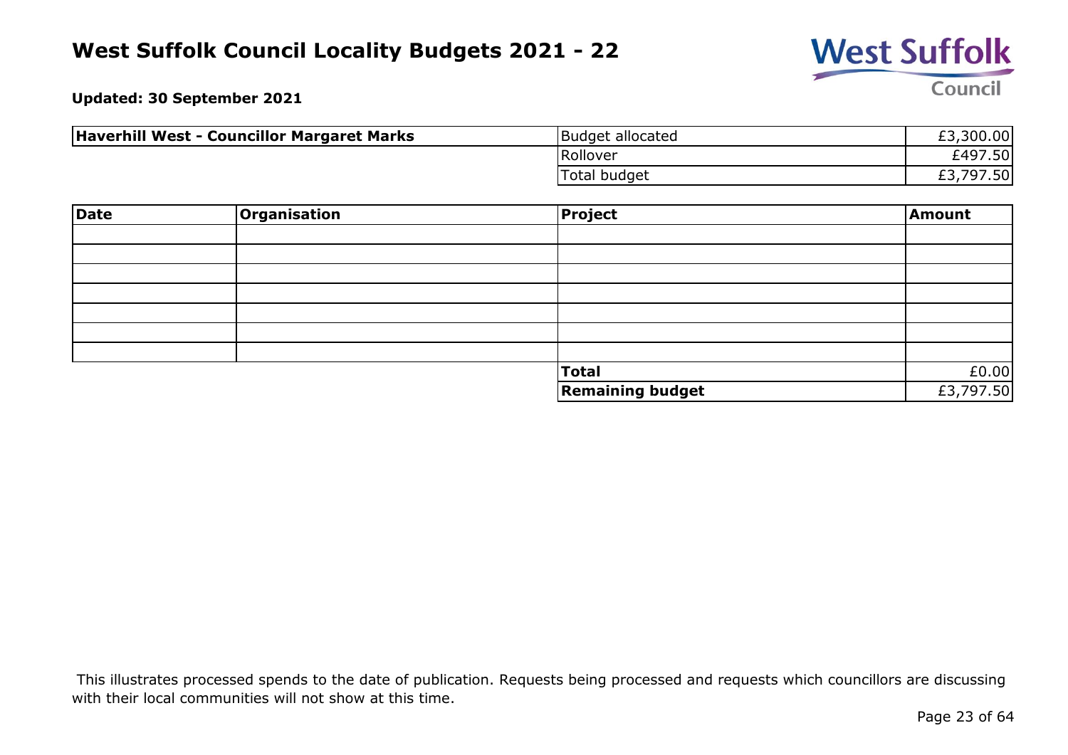# West Suffolk Council Locality Budgets 2021 - 22

**Updated: 30 September 2021**

| **Haverhill West - Councillor Margaret Marks** | | |
|---|---|---|
| | Budget allocated | £3,300.00 |
| | Rollover | £497.50 |
| | Total budget | £3,797.50 |

| Date | Organisation | Project | Amount |
|---|---|---|---|
| | | | |
| | | | |
| | | | |
| | | | |
| | | | |
| | | | |
| | | | |
| | | **Total** | £0.00 |
| | | **Remaining budget** | £3,797.50 |

This illustrates processed spends to the date of publication. Requests being processed and requests which councillors are discussing with their local communities will not show at this time.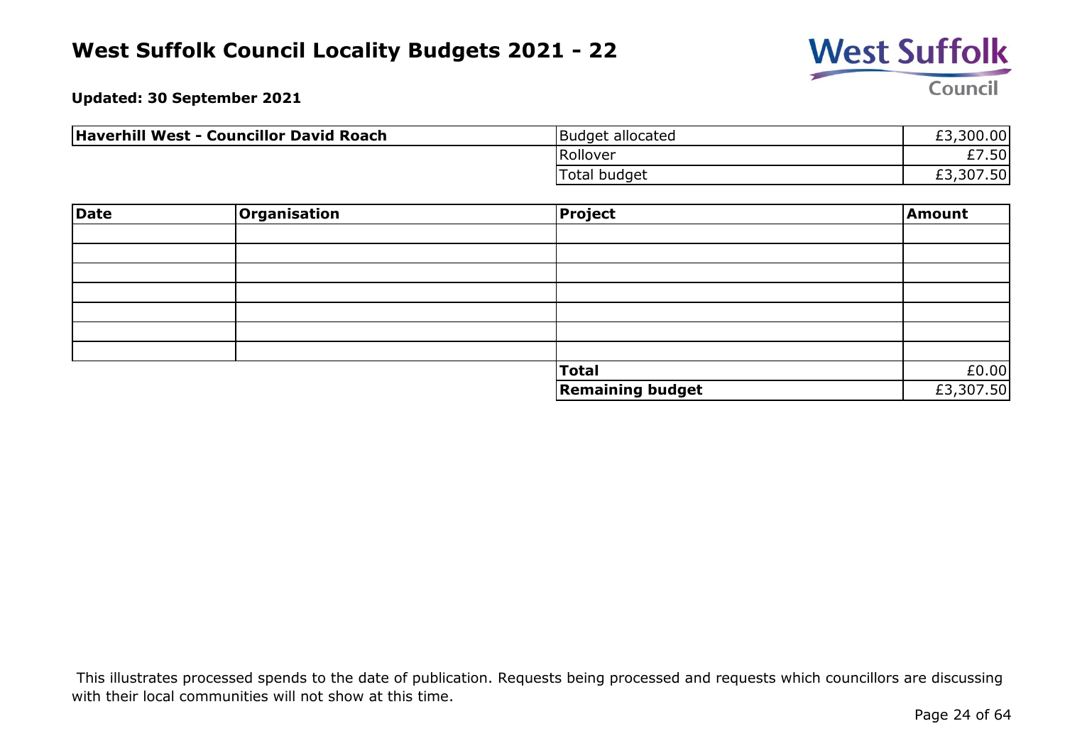# West Suffolk Council Locality Budgets 2021 - 22

**Updated: 30 September 2021**

| **Haverhill West - Councillor David Roach** | | |
|---|---|---|
| | Budget allocated | £3,300.00 |
| | Rollover | £7.50 |
| | Total budget | £3,307.50 |

| **Date** | **Organisation** | **Project** | **Amount** |
|---|---|---|---|
| | | | |
| | | | |
| | | | |
| | | | |
| | | | |
| | | | |
| | | | |
| | | **Total** | £0.00 |
| | | **Remaining budget** | £3,307.50 |

This illustrates processed spends to the date of publication. Requests being processed and requests which councillors are discussing with their local communities will not show at this time.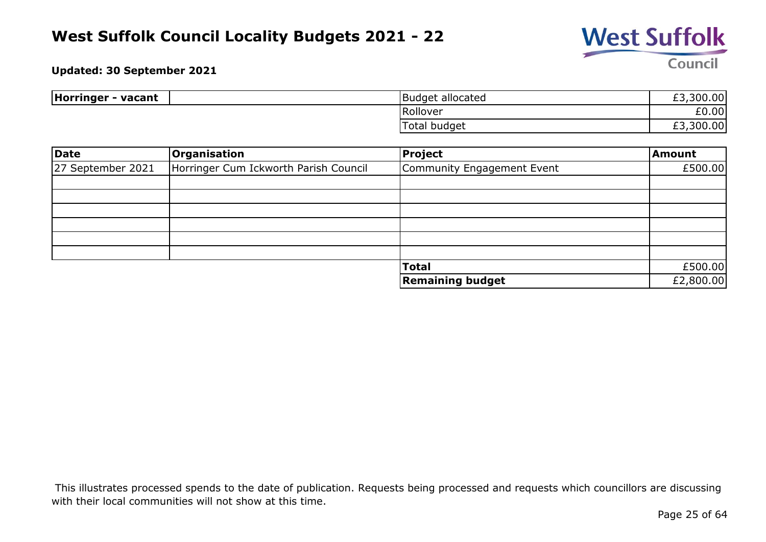# West Suffolk Council Locality Budgets 2021 - 22

**Updated: 30 September 2021**

| **Horringer - vacant** | | Budget allocated | £3,300.00 |
|---|---|---|---|
| | | Rollover | £0.00 |
| | | Total budget | £3,300.00 |

| Date | Organisation | Project | Amount |
|---|---|---|---|
| 27 September 2021 | Horringer Cum Ickworth Parish Council | Community Engagement Event | £500.00 |
| | | | |
| | | | |
| | | | |
| | | | |
| | | | |
| | | | |
| | | **Total** | £500.00 |
| | | **Remaining budget** | £2,800.00 |

This illustrates processed spends to the date of publication. Requests being processed and requests which councillors are discussing with their local communities will not show at this time.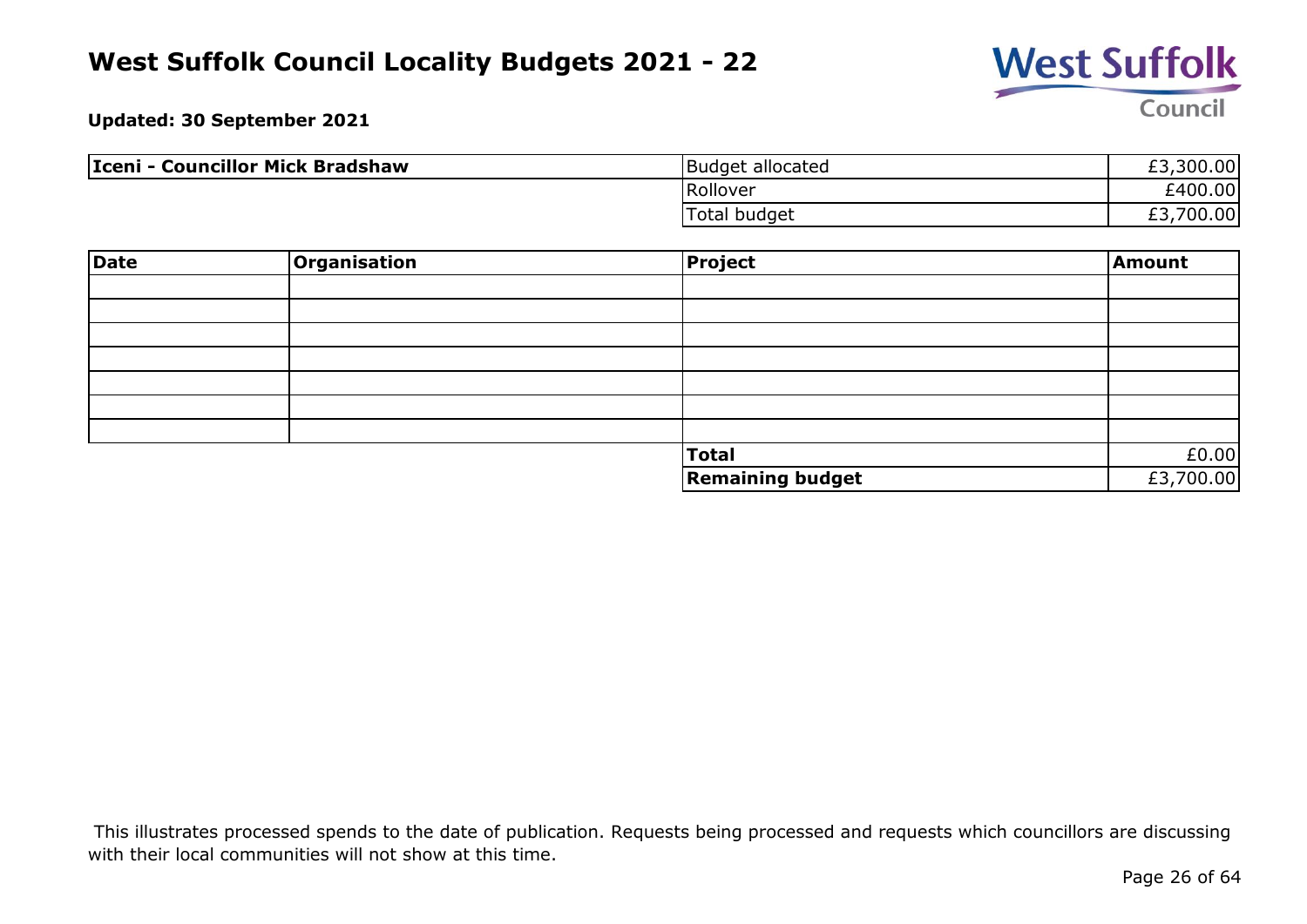# West Suffolk Council Locality Budgets 2021 - 22

**Updated: 30 September 2021**

| **Iceni - Councillor Mick Bradshaw** | | |
|---|---|---|
| | Budget allocated | £3,300.00 |
| | Rollover | £400.00 |
| | Total budget | £3,700.00 |

| Date | Organisation | Project | Amount |
|---|---|---|---|
| | | | |
| | | | |
| | | | |
| | | | |
| | | | |
| | | | |
| | | | |
| | | **Total** | £0.00 |
| | | **Remaining budget** | £3,700.00 |

This illustrates processed spends to the date of publication. Requests being processed and requests which councillors are discussing with their local communities will not show at this time.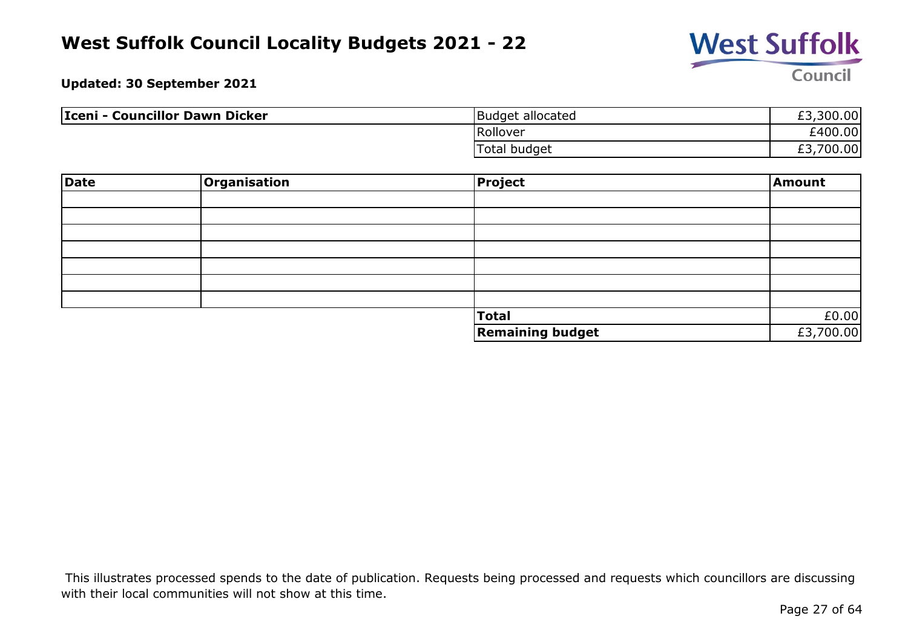# West Suffolk Council Locality Budgets 2021 - 22

**Updated: 30 September 2021**

| **Iceni - Councillor Dawn Dicker** | | |
|---|---|---|
| | Budget allocated | £3,300.00 |
| | Rollover | £400.00 |
| | Total budget | £3,700.00 |

| **Date** | **Organisation** | **Project** | **Amount** |
|---|---|---|---|
| | | | |
| | | | |
| | | | |
| | | | |
| | | | |
| | | | |
| | | | |
| | | **Total** | £0.00 |
| | | **Remaining budget** | £3,700.00 |

This illustrates processed spends to the date of publication. Requests being processed and requests which councillors are discussing with their local communities will not show at this time.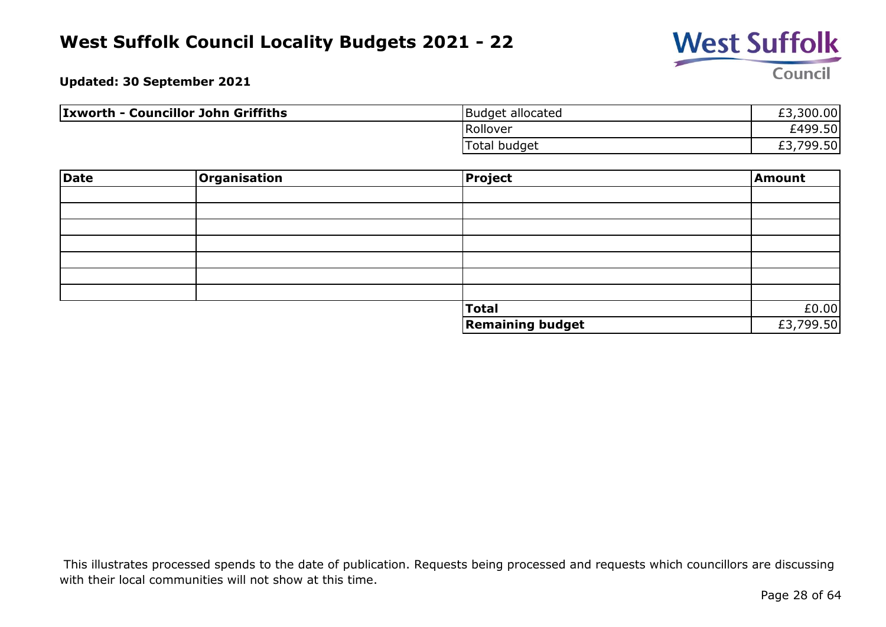# West Suffolk Council Locality Budgets 2021 - 22

**Updated: 30 September 2021**

| **Ixworth - Councillor John Griffiths** | | |
|---|---|---|
| | Budget allocated | £3,300.00 |
| | Rollover | £499.50 |
| | Total budget | £3,799.50 |

| Date | Organisation | Project | Amount |
|---|---|---|---|
| | | | |
| | | | |
| | | | |
| | | | |
| | | | |
| | | | |
| | | | |
| | | **Total** | £0.00 |
| | | **Remaining budget** | £3,799.50 |

This illustrates processed spends to the date of publication. Requests being processed and requests which councillors are discussing with their local communities will not show at this time.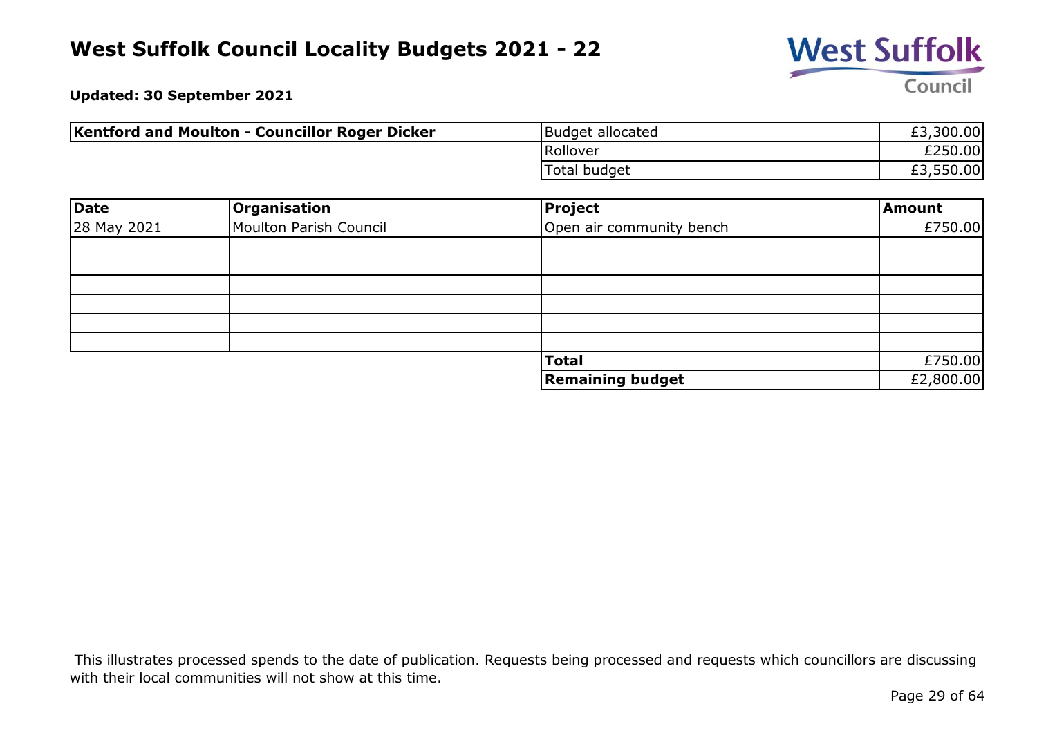# West Suffolk Council Locality Budgets 2021 - 22

**Updated: 30 September 2021**

| **Kentford and Moulton - Councillor Roger Dicker** | | |
|---|---|---|
| | Budget allocated | £3,300.00 |
| | Rollover | £250.00 |
| | Total budget | £3,550.00 |

| Date | Organisation | Project | Amount |
|---|---|---|---|
| 28 May 2021 | Moulton Parish Council | Open air community bench | £750.00 |
| | | | |
| | | | |
| | | | |
| | | | |
| | | | |
| | | | |
| | | **Total** | £750.00 |
| | | **Remaining budget** | £2,800.00 |

This illustrates processed spends to the date of publication. Requests being processed and requests which councillors are discussing with their local communities will not show at this time.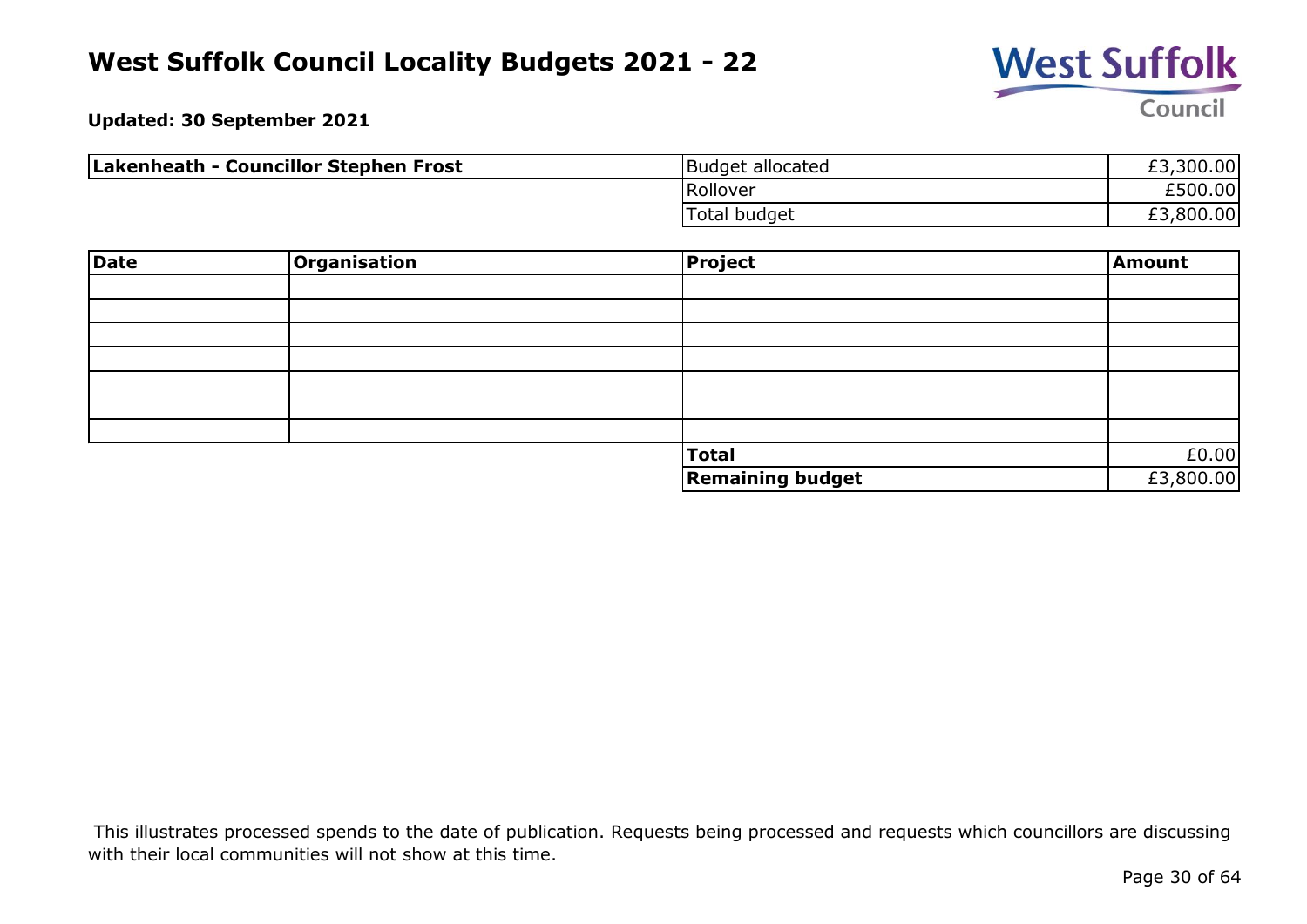# West Suffolk Council Locality Budgets 2021 - 22

**Updated: 30 September 2021**

| **Lakenheath - Councillor Stephen Frost** | | |
|---|---|---|
| | Budget allocated | £3,300.00 |
| | Rollover | £500.00 |
| | Total budget | £3,800.00 |

| **Date** | **Organisation** | **Project** | **Amount** |
|---|---|---|---|
| | | | |
| | | | |
| | | | |
| | | | |
| | | | |
| | | | |
| | | | |
| | | **Total** | £0.00 |
| | | **Remaining budget** | £3,800.00 |

This illustrates processed spends to the date of publication. Requests being processed and requests which councillors are discussing with their local communities will not show at this time.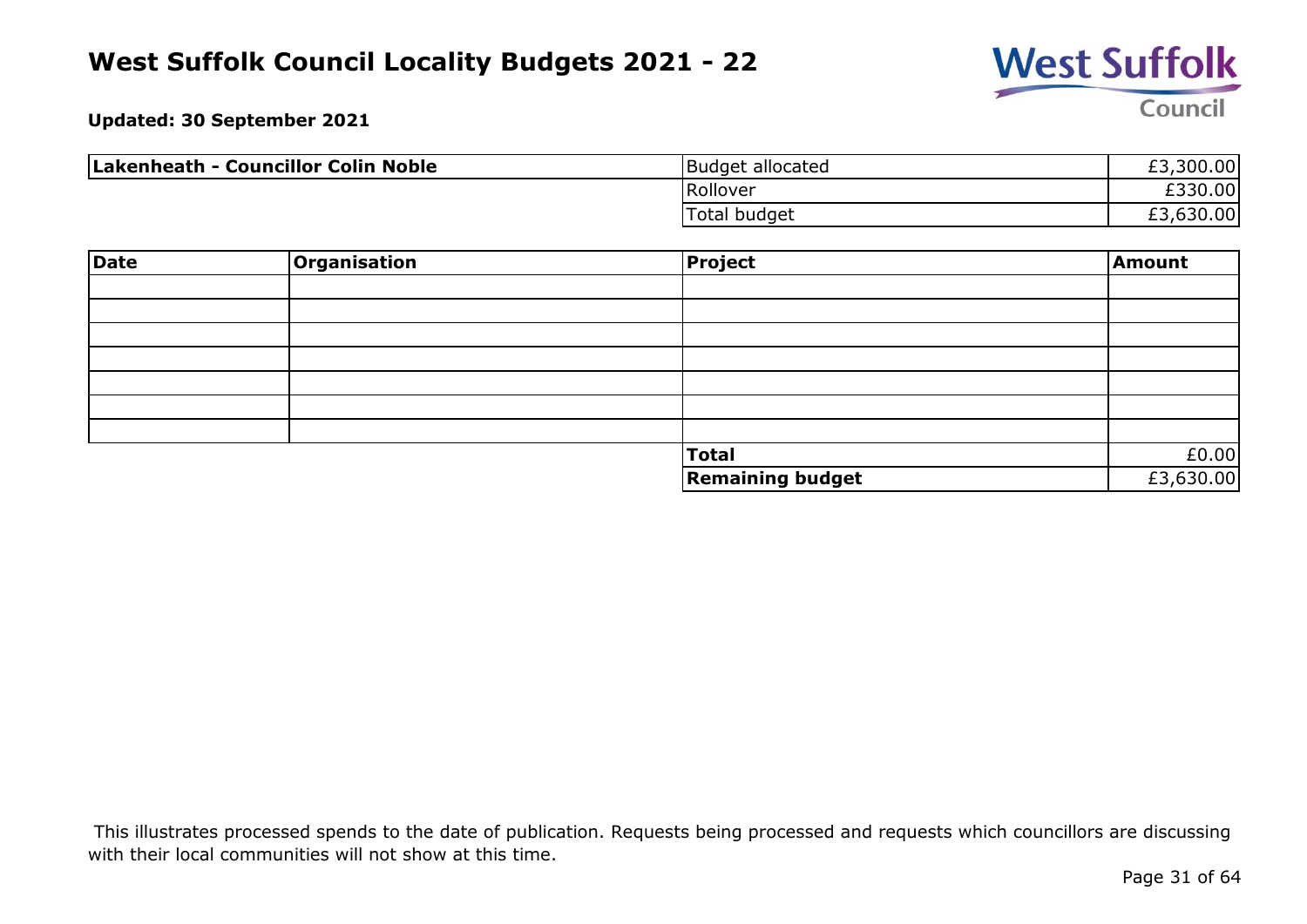# West Suffolk Council Locality Budgets 2021 - 22

**Updated: 30 September 2021**

| **Lakenheath - Councillor Colin Noble** | | |
|---|---|---|
| | Budget allocated | £3,300.00 |
| | Rollover | £330.00 |
| | Total budget | £3,630.00 |

| Date | Organisation | Project | Amount |
|---|---|---|---|
| | | | |
| | | | |
| | | | |
| | | | |
| | | | |
| | | | |
| | | | |
| | | **Total** | £0.00 |
| | | **Remaining budget** | £3,630.00 |

This illustrates processed spends to the date of publication. Requests being processed and requests which councillors are discussing with their local communities will not show at this time.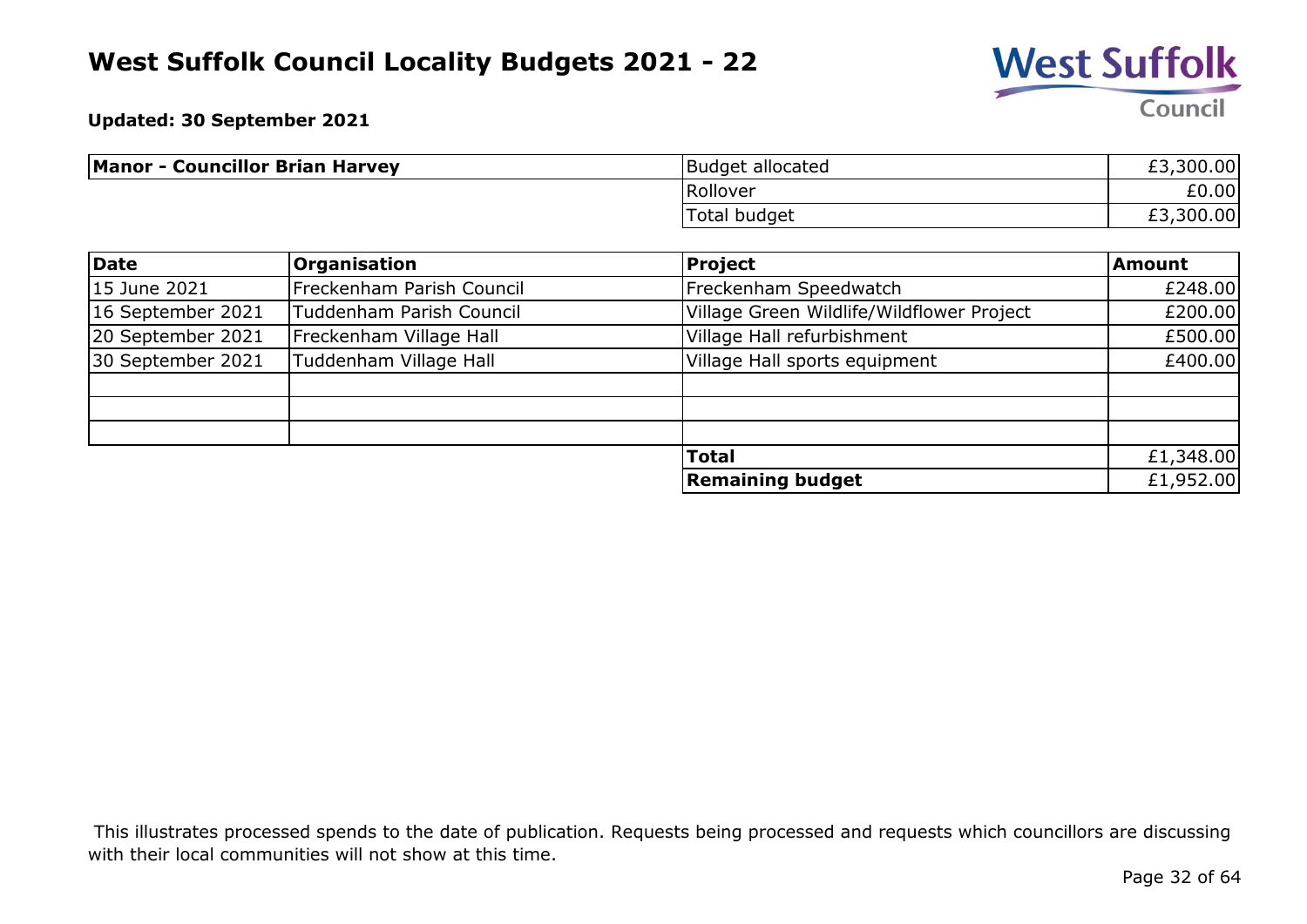# West Suffolk Council Locality Budgets 2021 - 22

**Updated: 30 September 2021**

| **Manor - Councillor Brian Harvey** | Budget allocated | £3,300.00 |
|---|---|---|
| | Rollover | £0.00 |
| | Total budget | £3,300.00 |

| **Date** | **Organisation** | **Project** | **Amount** |
|---|---|---|---|
| 15 June 2021 | Freckenham Parish Council | Freckenham Speedwatch | £248.00 |
| 16 September 2021 | Tuddenham Parish Council | Village Green Wildlife/Wildflower Project | £200.00 |
| 20 September 2021 | Freckenham Village Hall | Village Hall refurbishment | £500.00 |
| 30 September 2021 | Tuddenham Village Hall | Village Hall sports equipment | £400.00 |
| | | | |
| | | | |
| | | | |
| | | **Total** | £1,348.00 |
| | | **Remaining budget** | £1,952.00 |

This illustrates processed spends to the date of publication. Requests being processed and requests which councillors are discussing with their local communities will not show at this time.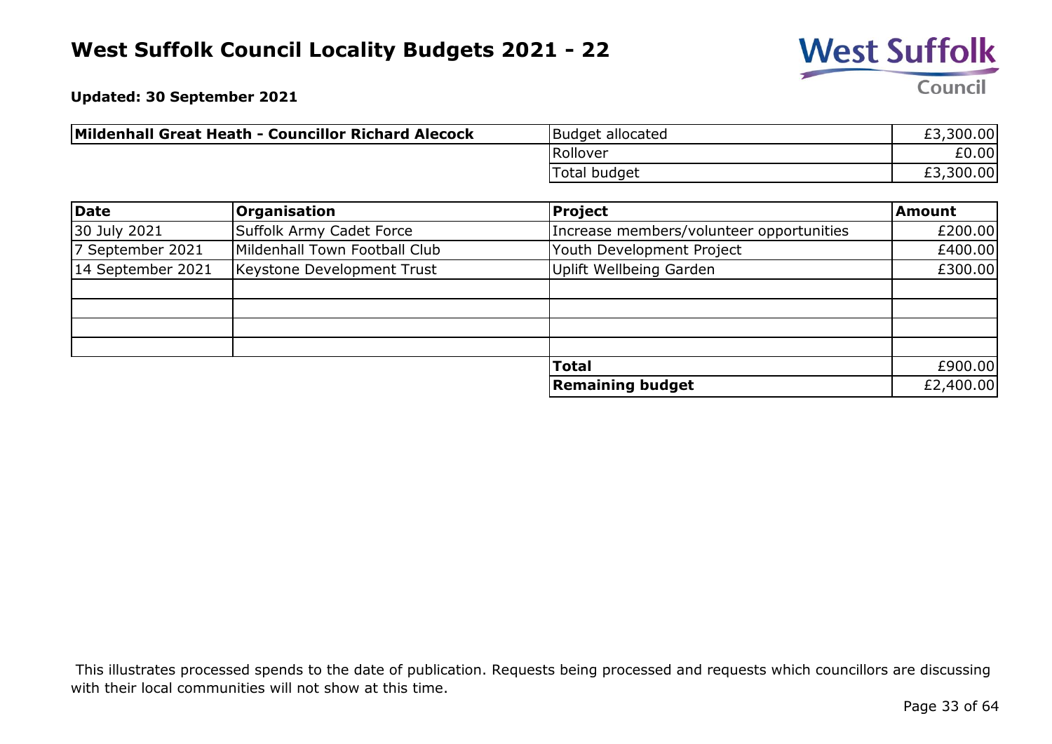# West Suffolk Council Locality Budgets 2021 - 22

**Updated: 30 September 2021**

| **Mildenhall Great Heath - Councillor Richard Alecock** | | |
|---|---|---|
| | Budget allocated | £3,300.00 |
| | Rollover | £0.00 |
| | Total budget | £3,300.00 |

| Date | Organisation | Project | Amount |
|---|---|---|---|
| 30 July 2021 | Suffolk Army Cadet Force | Increase members/volunteer opportunities | £200.00 |
| 7 September 2021 | Mildenhall Town Football Club | Youth Development Project | £400.00 |
| 14 September 2021 | Keystone Development Trust | Uplift Wellbeing Garden | £300.00 |
| | | | |
| | | | |
| | | | |
| | | | |
| | | **Total** | £900.00 |
| | | **Remaining budget** | £2,400.00 |

This illustrates processed spends to the date of publication. Requests being processed and requests which councillors are discussing with their local communities will not show at this time.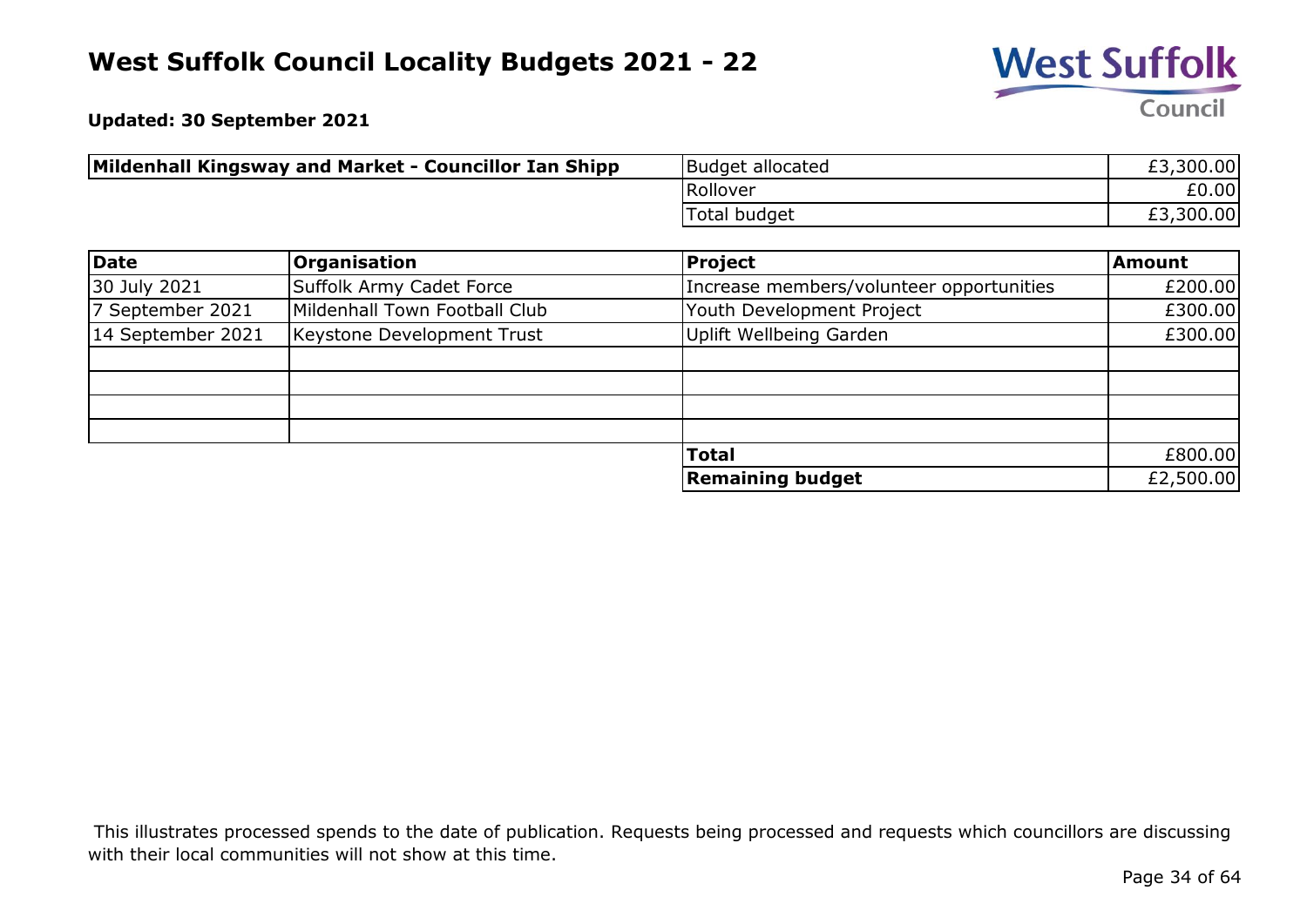# West Suffolk Council Locality Budgets 2021 - 22

**Updated: 30 September 2021**

| **Mildenhall Kingsway and Market - Councillor Ian Shipp** | | |
|---|---|---|
| | Budget allocated | £3,300.00 |
| | Rollover | £0.00 |
| | Total budget | £3,300.00 |

| **Date** | **Organisation** | **Project** | **Amount** |
|---|---|---|---|
| 30 July 2021 | Suffolk Army Cadet Force | Increase members/volunteer opportunities | £200.00 |
| 7 September 2021 | Mildenhall Town Football Club | Youth Development Project | £300.00 |
| 14 September 2021 | Keystone Development Trust | Uplift Wellbeing Garden | £300.00 |
| | | | |
| | | | |
| | | | |
| | | | |
| | | **Total** | £800.00 |
| | | **Remaining budget** | £2,500.00 |

This illustrates processed spends to the date of publication. Requests being processed and requests which councillors are discussing with their local communities will not show at this time.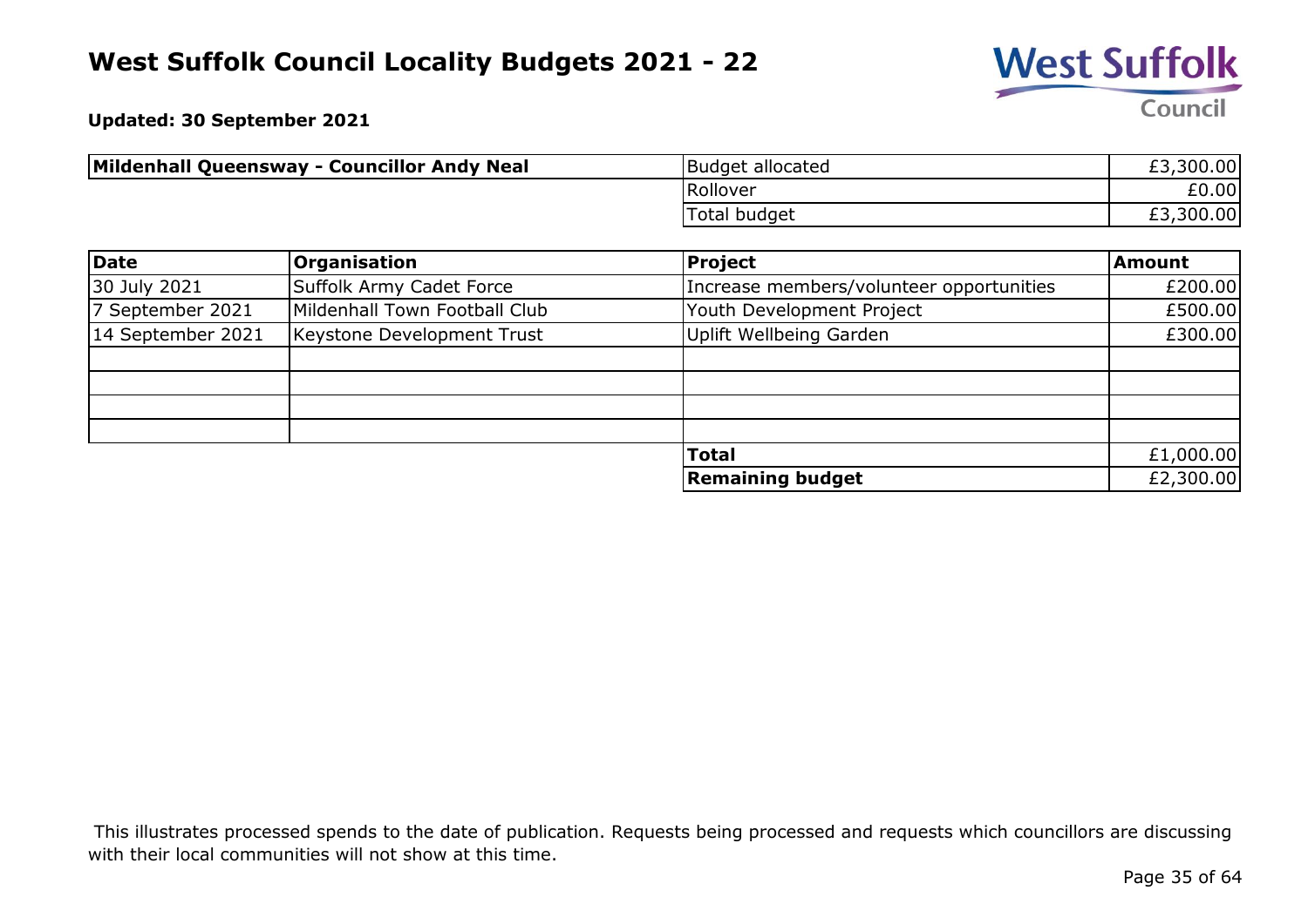# West Suffolk Council Locality Budgets 2021 - 22

**Updated: 30 September 2021**

| **Mildenhall Queensway - Councillor Andy Neal** | | |
|---|---|---|
| | Budget allocated | £3,300.00 |
| | Rollover | £0.00 |
| | Total budget | £3,300.00 |

| Date | Organisation | Project | Amount |
|---|---|---|---|
| 30 July 2021 | Suffolk Army Cadet Force | Increase members/volunteer opportunities | £200.00 |
| 7 September 2021 | Mildenhall Town Football Club | Youth Development Project | £500.00 |
| 14 September 2021 | Keystone Development Trust | Uplift Wellbeing Garden | £300.00 |
| | | | |
| | | | |
| | | | |
| | | | |
| | | **Total** | £1,000.00 |
| | | **Remaining budget** | £2,300.00 |

This illustrates processed spends to the date of publication. Requests being processed and requests which councillors are discussing with their local communities will not show at this time.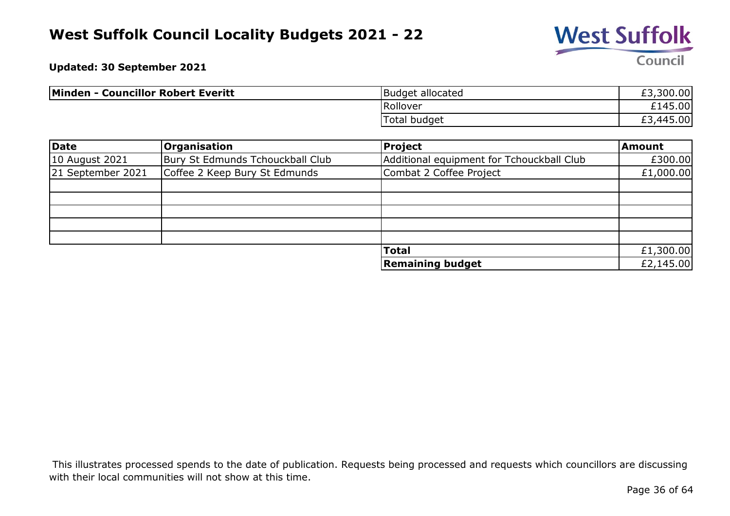# West Suffolk Council Locality Budgets 2021 - 22

**Updated: 30 September 2021**

| **Minden - Councillor Robert Everitt** | | |
|---|---|---|
| | Budget allocated | £3,300.00 |
| | Rollover | £145.00 |
| | Total budget | £3,445.00 |

| **Date** | **Organisation** | **Project** | **Amount** |
|---|---|---|---|
| 10 August 2021 | Bury St Edmunds Tchouckball Club | Additional equipment for Tchouckball Club | £300.00 |
| 21 September 2021 | Coffee 2 Keep Bury St Edmunds | Combat 2 Coffee Project | £1,000.00 |
| | | | |
| | | | |
| | | | |
| | | | |
| | | | |
| | | **Total** | £1,300.00 |
| | | **Remaining budget** | £2,145.00 |

This illustrates processed spends to the date of publication. Requests being processed and requests which councillors are discussing with their local communities will not show at this time.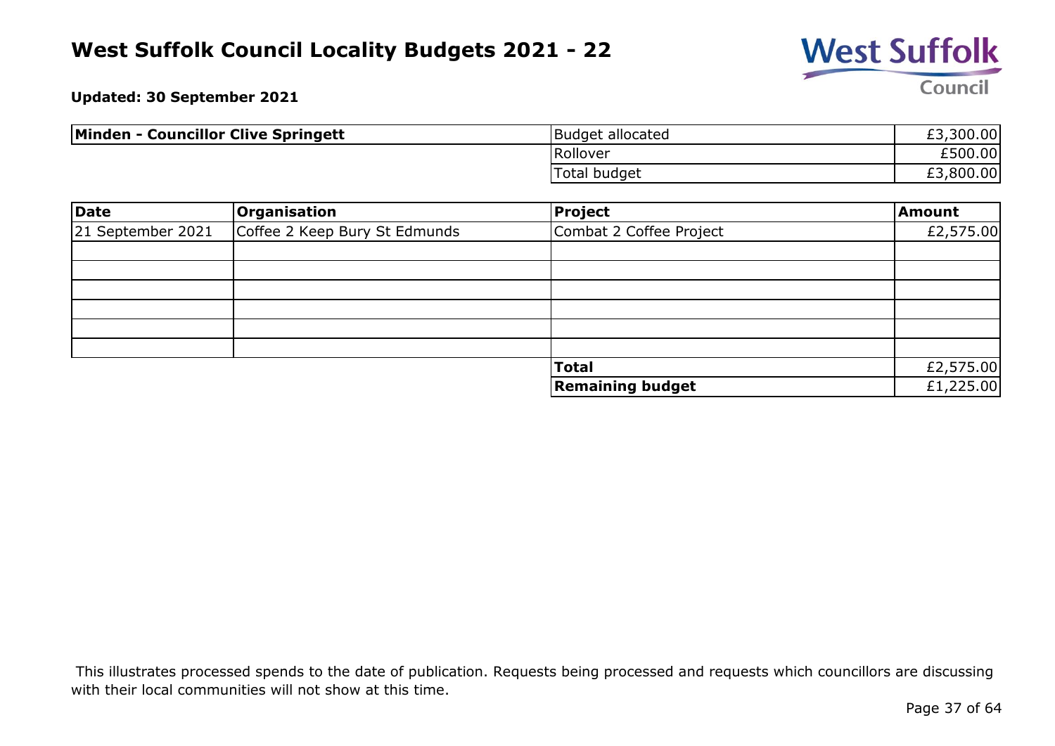# West Suffolk Council Locality Budgets 2021 - 22

**Updated: 30 September 2021**

| **Minden - Councillor Clive Springett** | | |
|---|---|---|
| | Budget allocated | £3,300.00 |
| | Rollover | £500.00 |
| | Total budget | £3,800.00 |

| **Date** | **Organisation** | **Project** | **Amount** |
|---|---|---|---|
| 21 September 2021 | Coffee 2 Keep Bury St Edmunds | Combat 2 Coffee Project | £2,575.00 |
| | | | |
| | | | |
| | | | |
| | | | |
| | | | |
| | | | |
| | | **Total** | £2,575.00 |
| | | **Remaining budget** | £1,225.00 |

This illustrates processed spends to the date of publication. Requests being processed and requests which councillors are discussing with their local communities will not show at this time.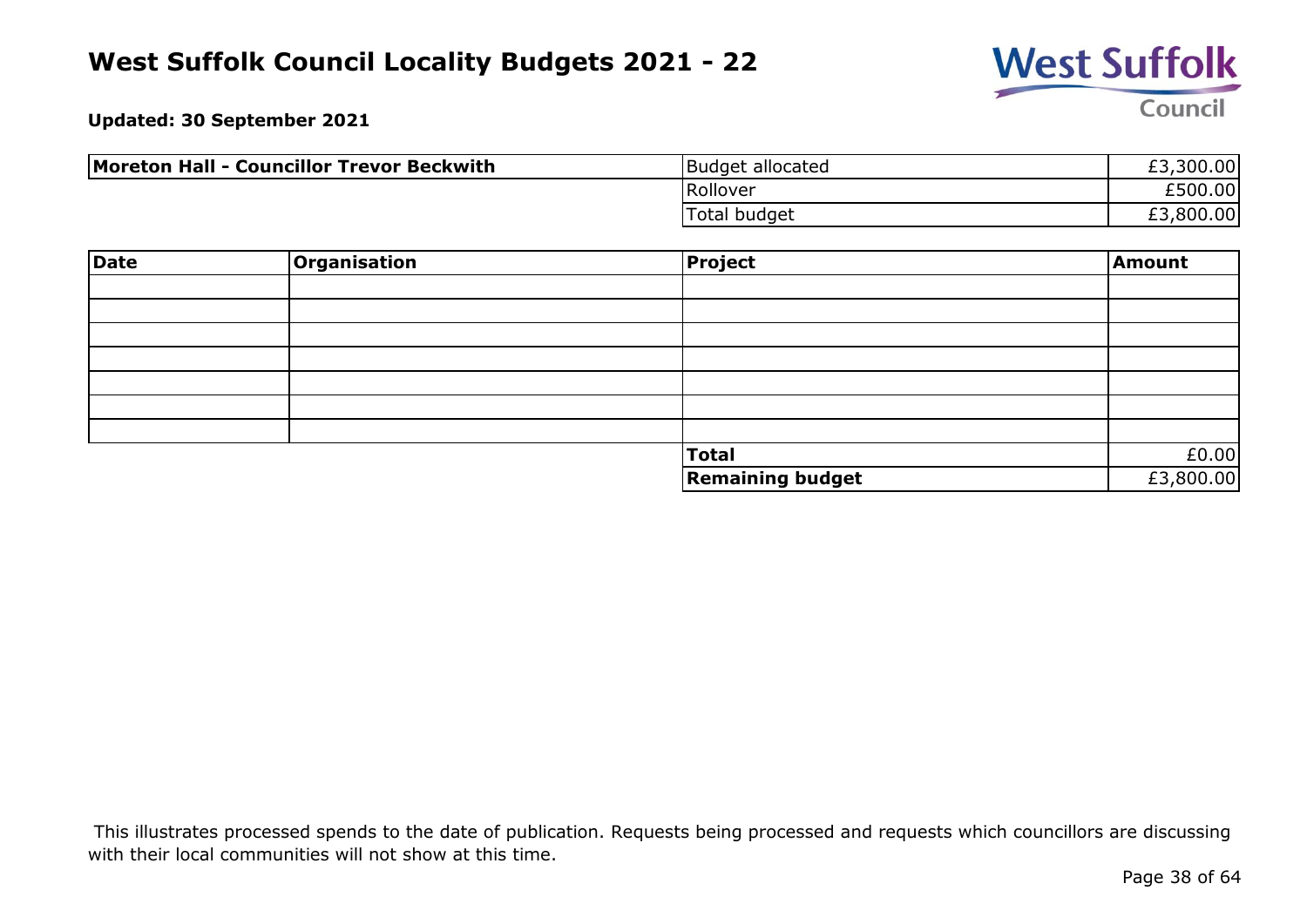# West Suffolk Council Locality Budgets 2021 - 22

**Updated: 30 September 2021**

| **Moreton Hall - Councillor Trevor Beckwith** | | |
|---|---|---|
| | Budget allocated | £3,300.00 |
| | Rollover | £500.00 |
| | Total budget | £3,800.00 |

| **Date** | **Organisation** | **Project** | **Amount** |
|---|---|---|---|
| | | | |
| | | | |
| | | | |
| | | | |
| | | | |
| | | | |
| | | | |
| | | **Total** | £0.00 |
| | | **Remaining budget** | £3,800.00 |

This illustrates processed spends to the date of publication. Requests being processed and requests which councillors are discussing with their local communities will not show at this time.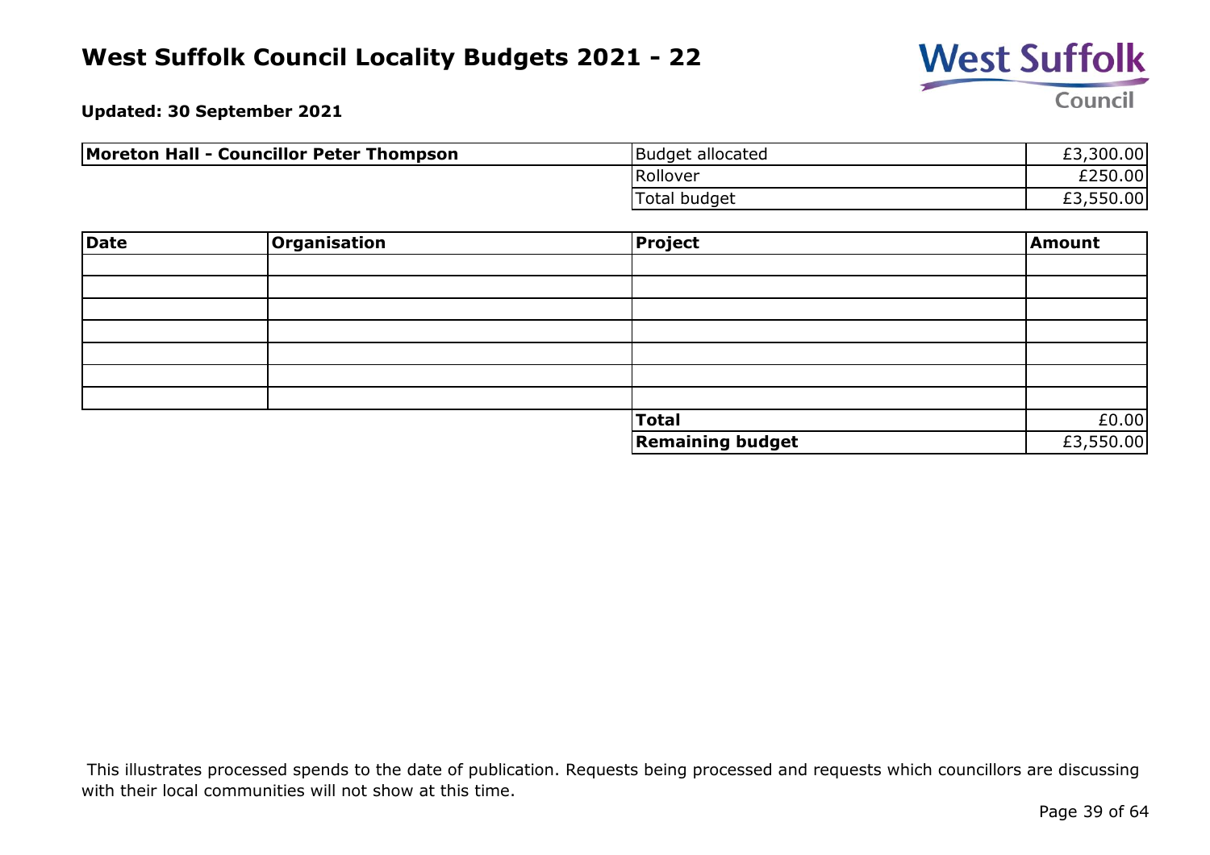# West Suffolk Council Locality Budgets 2021 - 22

**Updated: 30 September 2021**

| **Moreton Hall - Councillor Peter Thompson** | | |
|---|---|---|
| | Budget allocated | £3,300.00 |
| | Rollover | £250.00 |
| | Total budget | £3,550.00 |

| **Date** | **Organisation** | **Project** | **Amount** |
|---|---|---|---|
| | | | |
| | | | |
| | | | |
| | | | |
| | | | |
| | | | |
| | | | |
| | | **Total** | £0.00 |
| | | **Remaining budget** | £3,550.00 |

This illustrates processed spends to the date of publication. Requests being processed and requests which councillors are discussing with their local communities will not show at this time.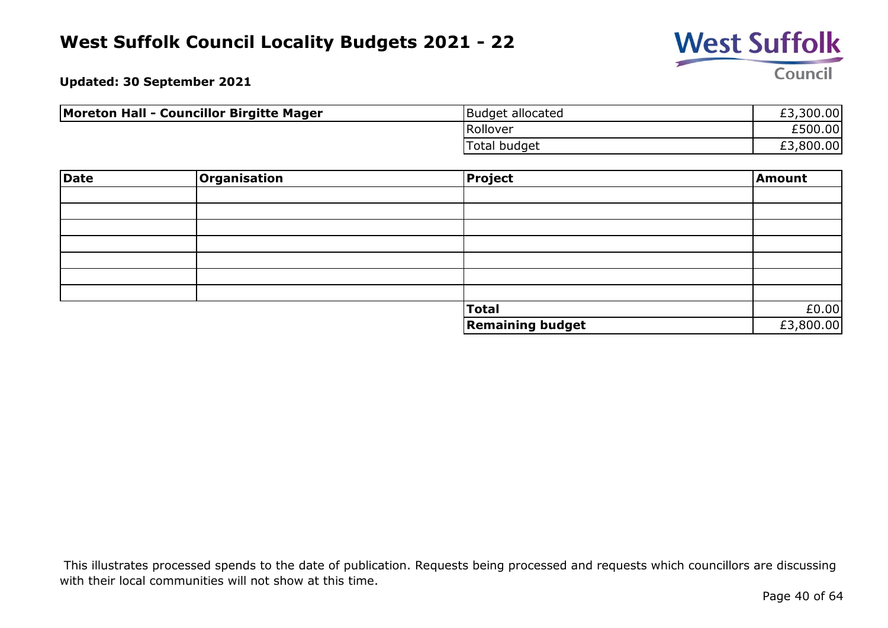# West Suffolk Council Locality Budgets 2021 - 22

**Updated: 30 September 2021**

| **Moreton Hall - Councillor Birgitte Mager** | | |
|---|---|---|
| | Budget allocated | £3,300.00 |
| | Rollover | £500.00 |
| | Total budget | £3,800.00 |

| **Date** | **Organisation** | **Project** | **Amount** |
|---|---|---|---|
| | | | |
| | | | |
| | | | |
| | | | |
| | | | |
| | | | |
| | | | |
| | | **Total** | £0.00 |
| | | **Remaining budget** | £3,800.00 |

This illustrates processed spends to the date of publication. Requests being processed and requests which councillors are discussing with their local communities will not show at this time.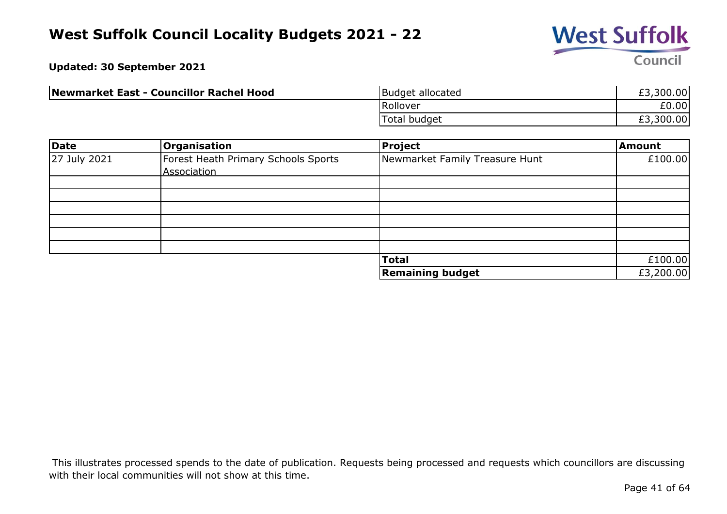# West Suffolk Council Locality Budgets 2021 - 22

**Updated: 30 September 2021**

| Newmarket East - Councillor Rachel Hood | | |
|---|---|---|
| | Budget allocated | £3,300.00 |
| | Rollover | £0.00 |
| | Total budget | £3,300.00 |

| Date | Organisation | Project | Amount |
|---|---|---|---|
| 27 July 2021 | Forest Heath Primary Schools Sports Association | Newmarket Family Treasure Hunt | £100.00 |
| | | | |
| | | | |
| | | | |
| | | | |
| | | | |
| | | | |
| | | **Total** | £100.00 |
| | | **Remaining budget** | £3,200.00 |

This illustrates processed spends to the date of publication. Requests being processed and requests which councillors are discussing with their local communities will not show at this time.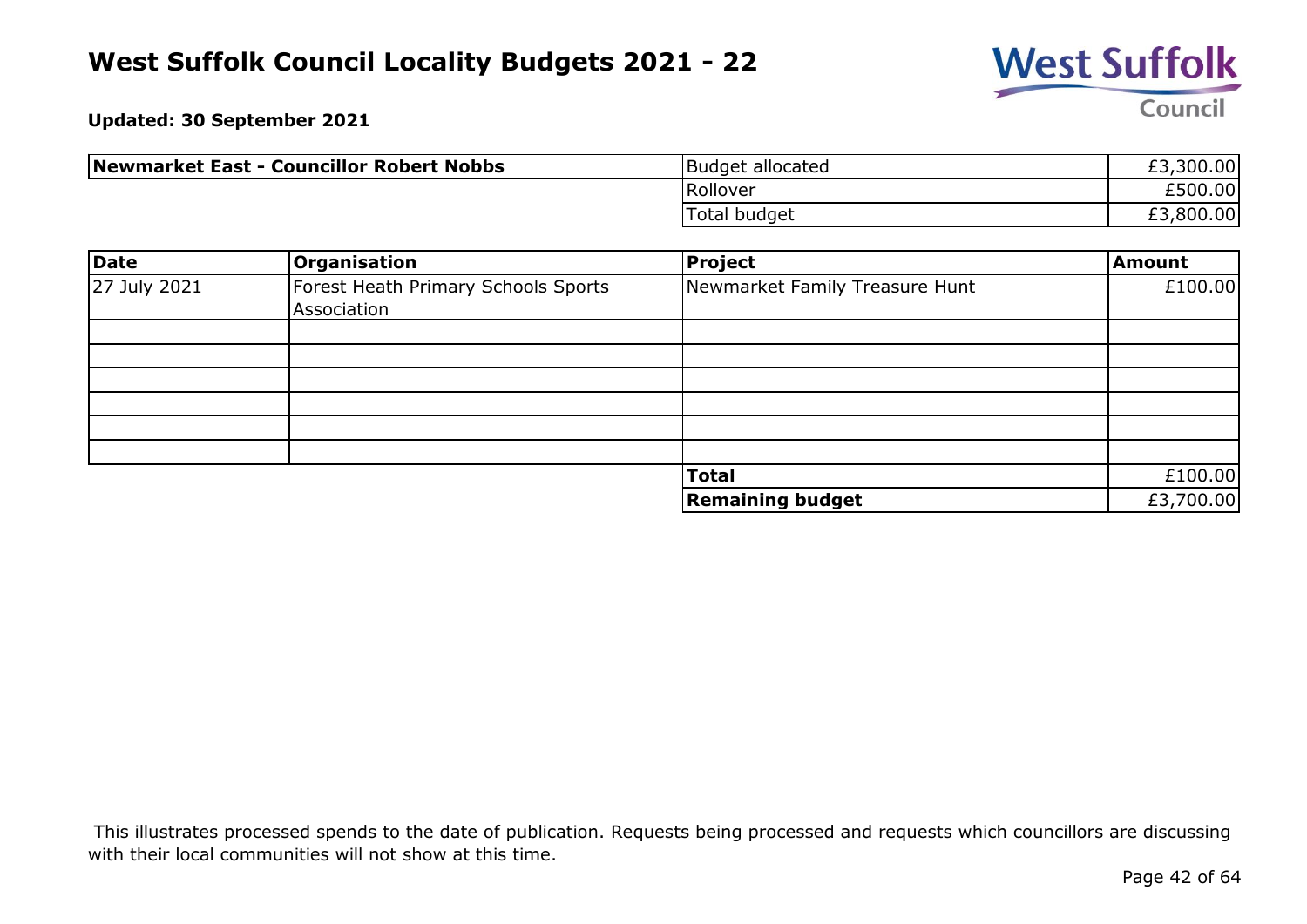# West Suffolk Council Locality Budgets 2021 - 22

**Updated: 30 September 2021**

| Newmarket East - Councillor Robert Nobbs | | |
|---|---|---|
| | Budget allocated | £3,300.00 |
| | Rollover | £500.00 |
| | Total budget | £3,800.00 |

| Date | Organisation | Project | Amount |
|---|---|---|---|
| 27 July 2021 | Forest Heath Primary Schools Sports Association | Newmarket Family Treasure Hunt | £100.00 |
| | | | |
| | | | |
| | | | |
| | | | |
| | | | |
| | | | |
| | | **Total** | £100.00 |
| | | **Remaining budget** | £3,700.00 |

This illustrates processed spends to the date of publication. Requests being processed and requests which councillors are discussing with their local communities will not show at this time.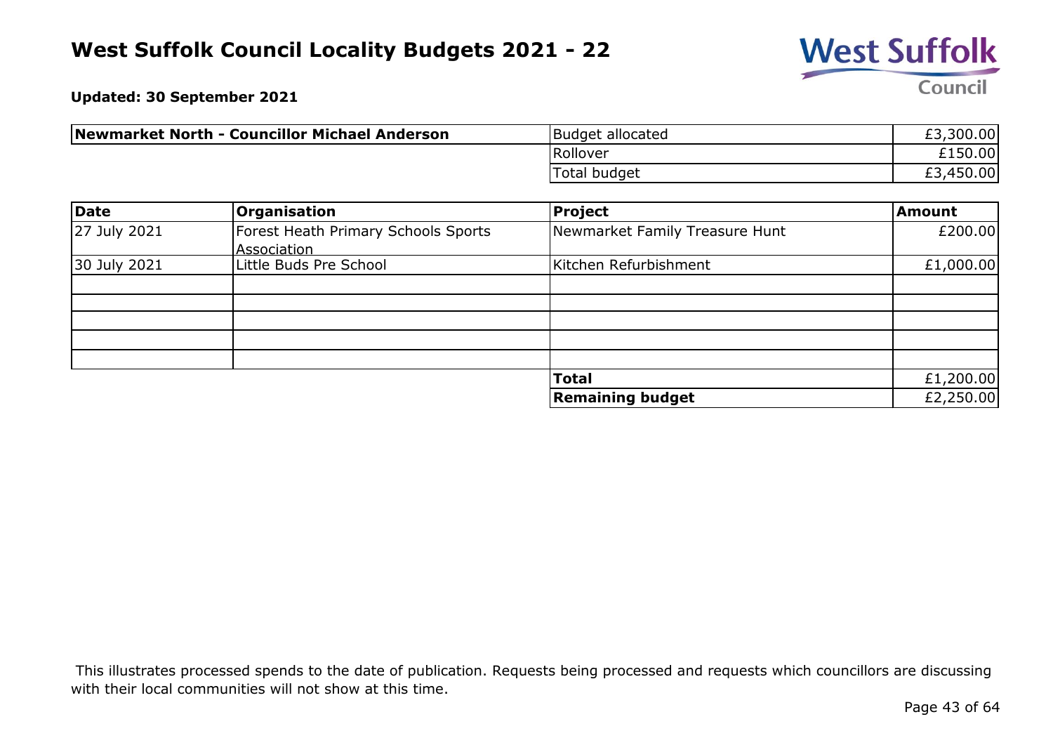# West Suffolk Council Locality Budgets 2021 - 22

**Updated: 30 September 2021**

| **Newmarket North - Councillor Michael Anderson** | | |
|---|---|---|
| | Budget allocated | £3,300.00 |
| | Rollover | £150.00 |
| | Total budget | £3,450.00 |

| **Date** | **Organisation** | **Project** | **Amount** |
|---|---|---|---|
| 27 July 2021 | Forest Heath Primary Schools Sports Association | Newmarket Family Treasure Hunt | £200.00 |
| 30 July 2021 | Little Buds Pre School | Kitchen Refurbishment | £1,000.00 |
| | | | |
| | | | |
| | | | |
| | | | |
| | | | |
| | | **Total** | £1,200.00 |
| | | **Remaining budget** | £2,250.00 |

This illustrates processed spends to the date of publication. Requests being processed and requests which councillors are discussing with their local communities will not show at this time.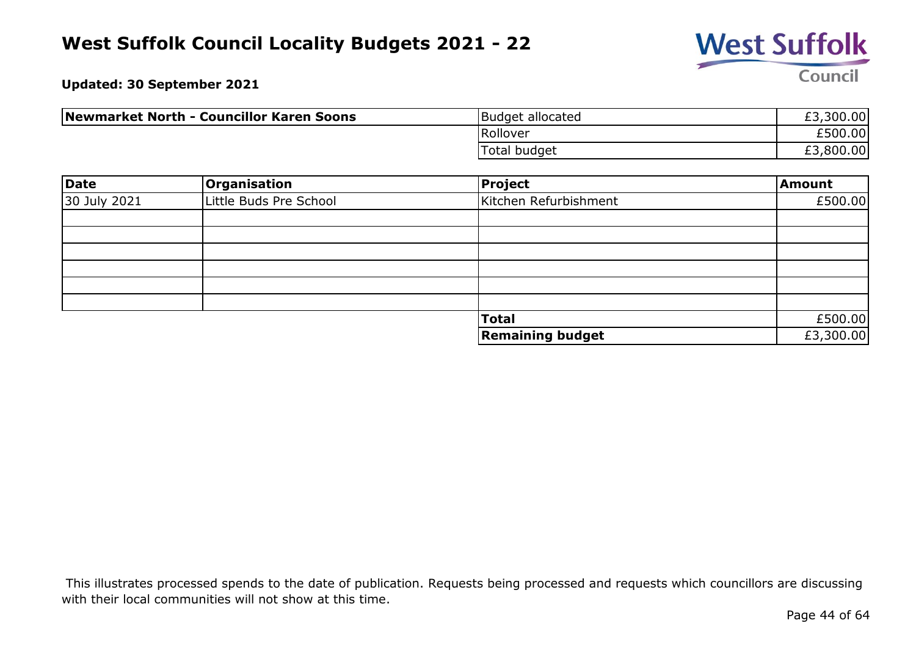# West Suffolk Council Locality Budgets 2021 - 22

**Updated: 30 September 2021**

| **Newmarket North - Councillor Karen Soons** | |
|---|---|
| Budget allocated | £3,300.00 |
| Rollover | £500.00 |
| Total budget | £3,800.00 |

| **Date** | **Organisation** | **Project** | **Amount** |
|---|---|---|---|
| 30 July 2021 | Little Buds Pre School | Kitchen Refurbishment | £500.00 |
| | | | |
| | | | |
| | | | |
| | | | |
| | | | |
| | | | |
| | | **Total** | £500.00 |
| | | **Remaining budget** | £3,300.00 |

This illustrates processed spends to the date of publication. Requests being processed and requests which councillors are discussing with their local communities will not show at this time.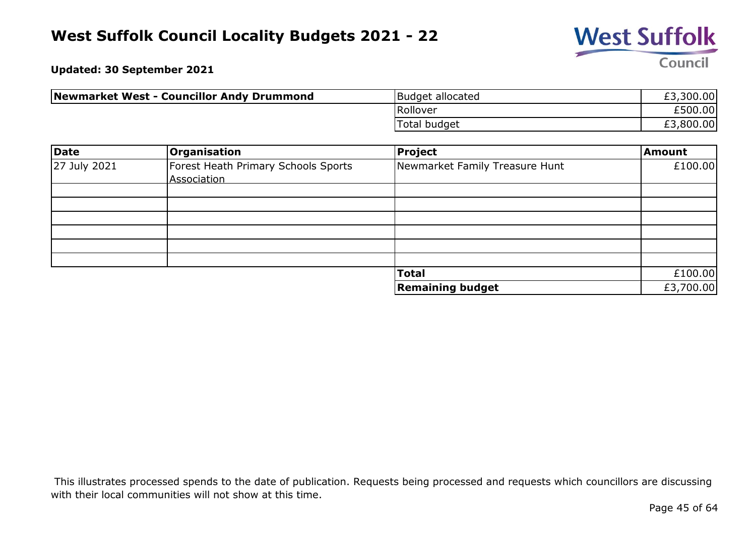# West Suffolk Council Locality Budgets 2021 - 22

**Updated: 30 September 2021**

| **Newmarket West - Councillor Andy Drummond** | | |
|---|---|---|
| | Budget allocated | £3,300.00 |
| | Rollover | £500.00 |
| | Total budget | £3,800.00 |

| **Date** | **Organisation** | **Project** | **Amount** |
|---|---|---|---|
| 27 July 2021 | Forest Heath Primary Schools Sports Association | Newmarket Family Treasure Hunt | £100.00 |
| | | | |
| | | | |
| | | | |
| | | | |
| | | | |
| | | | |
| | | **Total** | £100.00 |
| | | **Remaining budget** | £3,700.00 |

This illustrates processed spends to the date of publication. Requests being processed and requests which councillors are discussing with their local communities will not show at this time.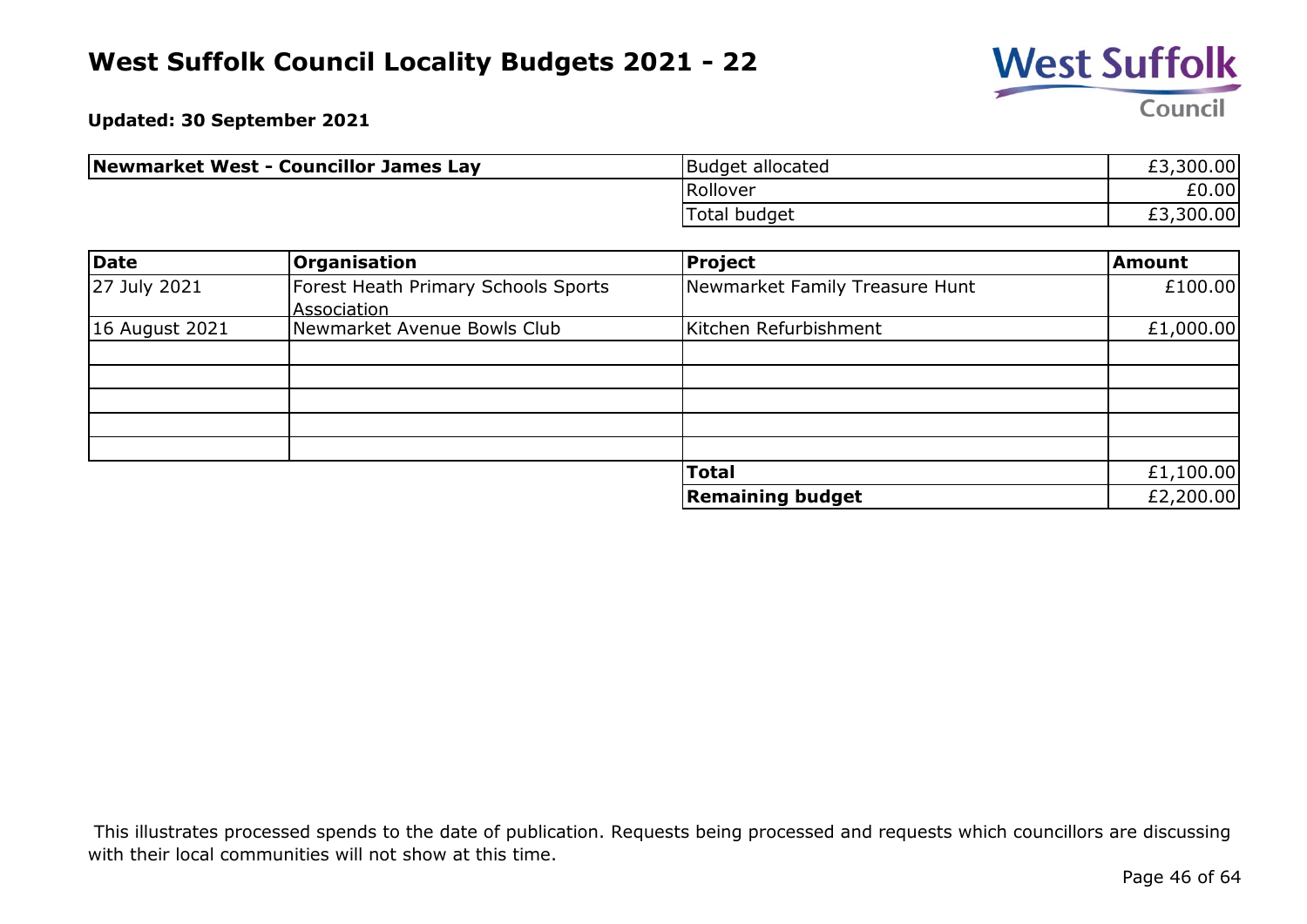# West Suffolk Council Locality Budgets 2021 - 22

**Updated: 30 September 2021**

| **Newmarket West - Councillor James Lay** | | |
|---|---|---|
| | Budget allocated | £3,300.00 |
| | Rollover | £0.00 |
| | Total budget | £3,300.00 |

| Date | Organisation | Project | Amount |
|---|---|---|---|
| 27 July 2021 | Forest Heath Primary Schools Sports Association | Newmarket Family Treasure Hunt | £100.00 |
| 16 August 2021 | Newmarket Avenue Bowls Club | Kitchen Refurbishment | £1,000.00 |
| | | | |
| | | | |
| | | | |
| | | | |
| | | | |
| | | **Total** | £1,100.00 |
| | | **Remaining budget** | £2,200.00 |

This illustrates processed spends to the date of publication. Requests being processed and requests which councillors are discussing with their local communities will not show at this time.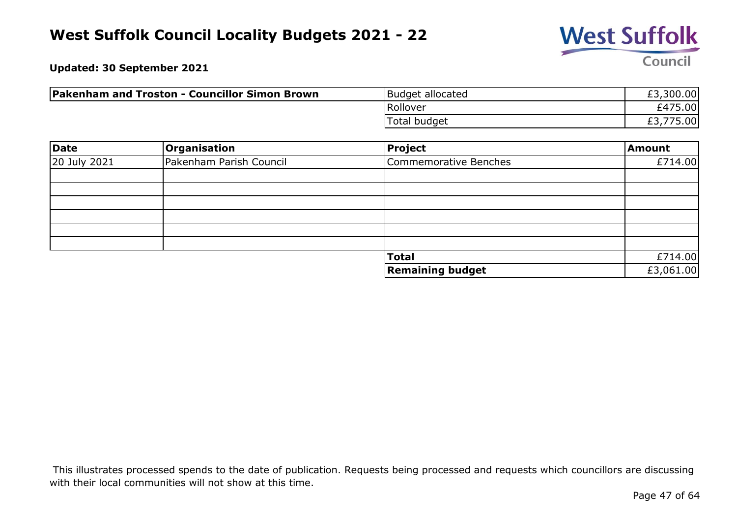# West Suffolk Council Locality Budgets 2021 - 22

**Updated: 30 September 2021**

| **Pakenham and Troston - Councillor Simon Brown** | | |
|---|---|---|
| | Budget allocated | £3,300.00 |
| | Rollover | £475.00 |
| | Total budget | £3,775.00 |

| Date | Organisation | Project | Amount |
|---|---|---|---|
| 20 July 2021 | Pakenham Parish Council | Commemorative Benches | £714.00 |
| | | | |
| | | | |
| | | | |
| | | | |
| | | | |
| | | | |
| | | **Total** | £714.00 |
| | | **Remaining budget** | £3,061.00 |

This illustrates processed spends to the date of publication. Requests being processed and requests which councillors are discussing with their local communities will not show at this time.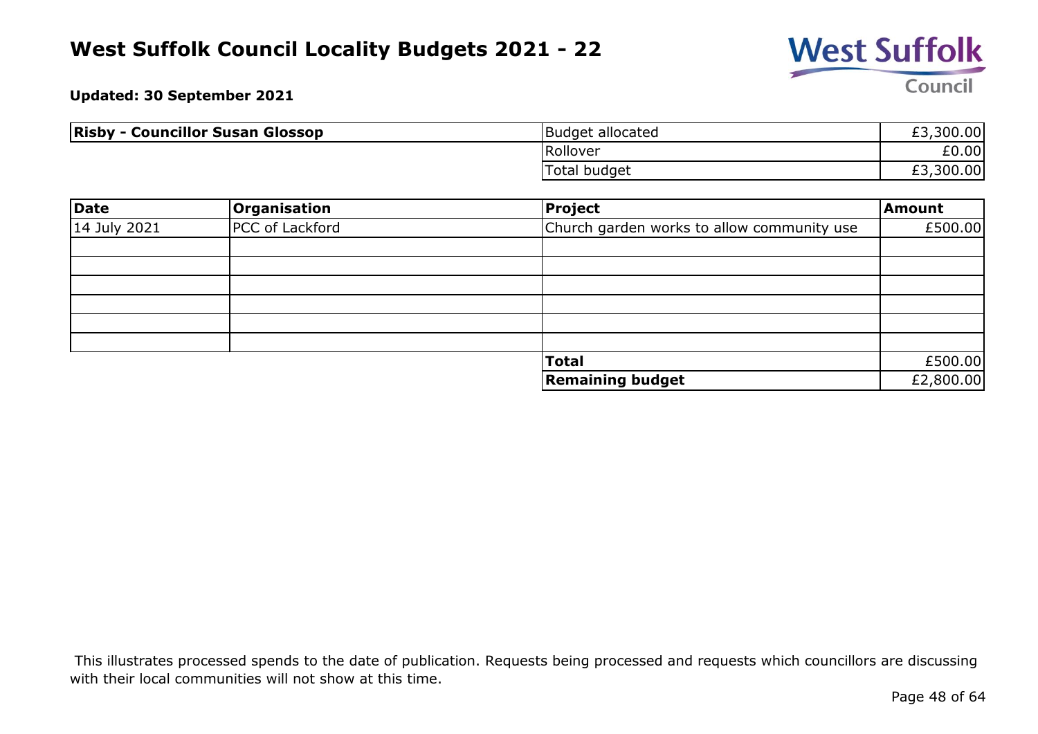# West Suffolk Council Locality Budgets 2021 - 22

**Updated: 30 September 2021**

| **Risby - Councillor Susan Glossop** | | |
|---|---|---|
| | Budget allocated | £3,300.00 |
| | Rollover | £0.00 |
| | Total budget | £3,300.00 |

| **Date** | **Organisation** | **Project** | **Amount** |
|---|---|---|---|
| 14 July 2021 | PCC of Lackford | Church garden works to allow community use | £500.00 |
| | | | |
| | | | |
| | | | |
| | | | |
| | | | |
| | | | |
| | | **Total** | £500.00 |
| | | **Remaining budget** | £2,800.00 |

This illustrates processed spends to the date of publication. Requests being processed and requests which councillors are discussing with their local communities will not show at this time.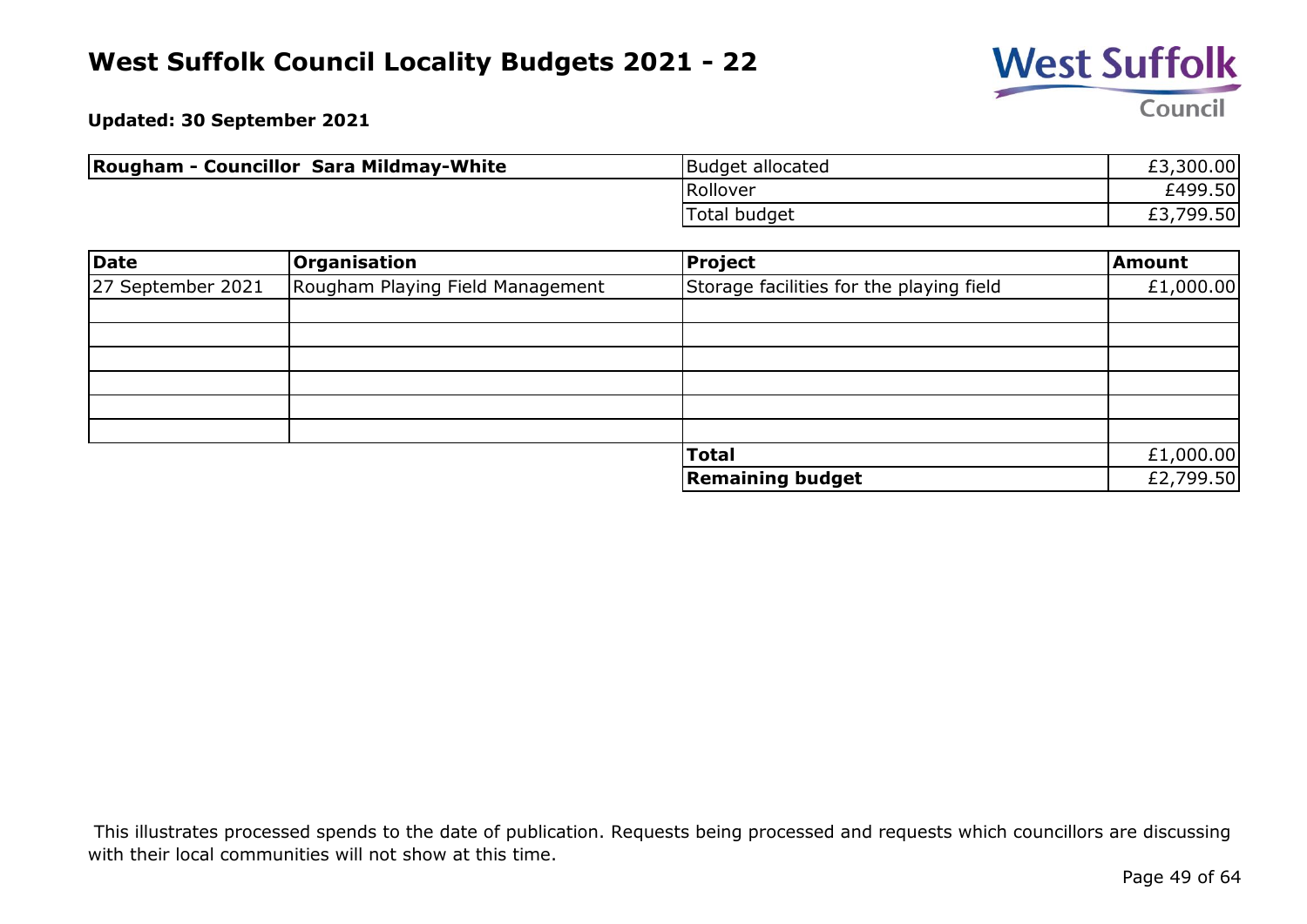# West Suffolk Council Locality Budgets 2021 - 22

**Updated: 30 September 2021**

| **Rougham - Councillor Sara Mildmay-White** | Budget allocated | £3,300.00 |
|---|---|---|
| | Rollover | £499.50 |
| | Total budget | £3,799.50 |

| **Date** | **Organisation** | **Project** | **Amount** |
|---|---|---|---|
| 27 September 2021 | Rougham Playing Field Management | Storage facilities for the playing field | £1,000.00 |
| | | | |
| | | | |
| | | | |
| | | | |
| | | | |
| | | | |
| | | **Total** | £1,000.00 |
| | | **Remaining budget** | £2,799.50 |

This illustrates processed spends to the date of publication. Requests being processed and requests which councillors are discussing with their local communities will not show at this time.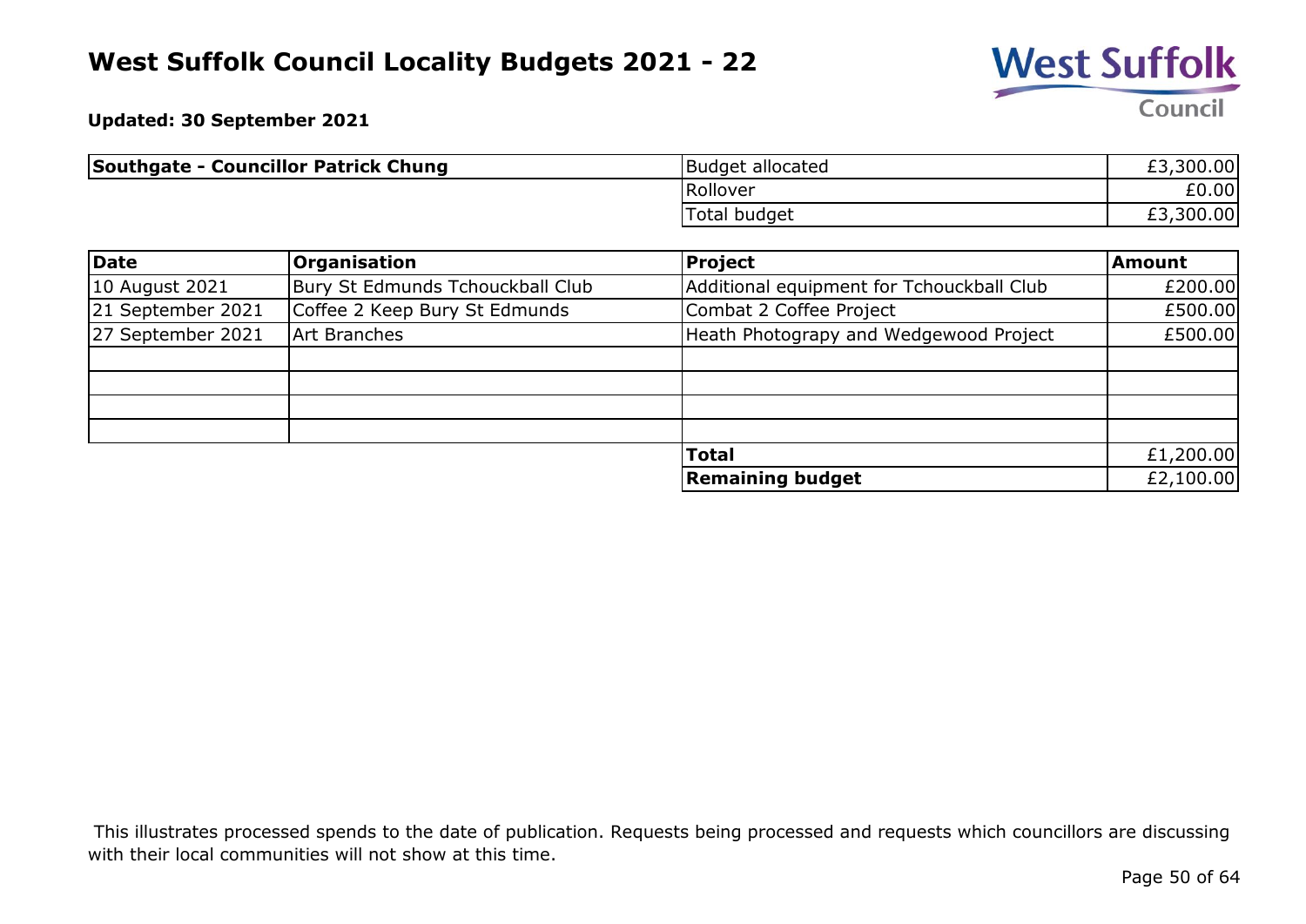# West Suffolk Council Locality Budgets 2021 - 22

**Updated: 30 September 2021**

| **Southgate - Councillor Patrick Chung** | | |
|---|---|---|
| | Budget allocated | £3,300.00 |
| | Rollover | £0.00 |
| | Total budget | £3,300.00 |

| **Date** | **Organisation** | **Project** | **Amount** |
|---|---|---|---|
| 10 August 2021 | Bury St Edmunds Tchouckball Club | Additional equipment for Tchouckball Club | £200.00 |
| 21 September 2021 | Coffee 2 Keep Bury St Edmunds | Combat 2 Coffee Project | £500.00 |
| 27 September 2021 | Art Branches | Heath Photograpy and Wedgewood Project | £500.00 |
| | | | |
| | | | |
| | | | |
| | | | |
| | | **Total** | £1,200.00 |
| | | **Remaining budget** | £2,100.00 |

This illustrates processed spends to the date of publication. Requests being processed and requests which councillors are discussing with their local communities will not show at this time.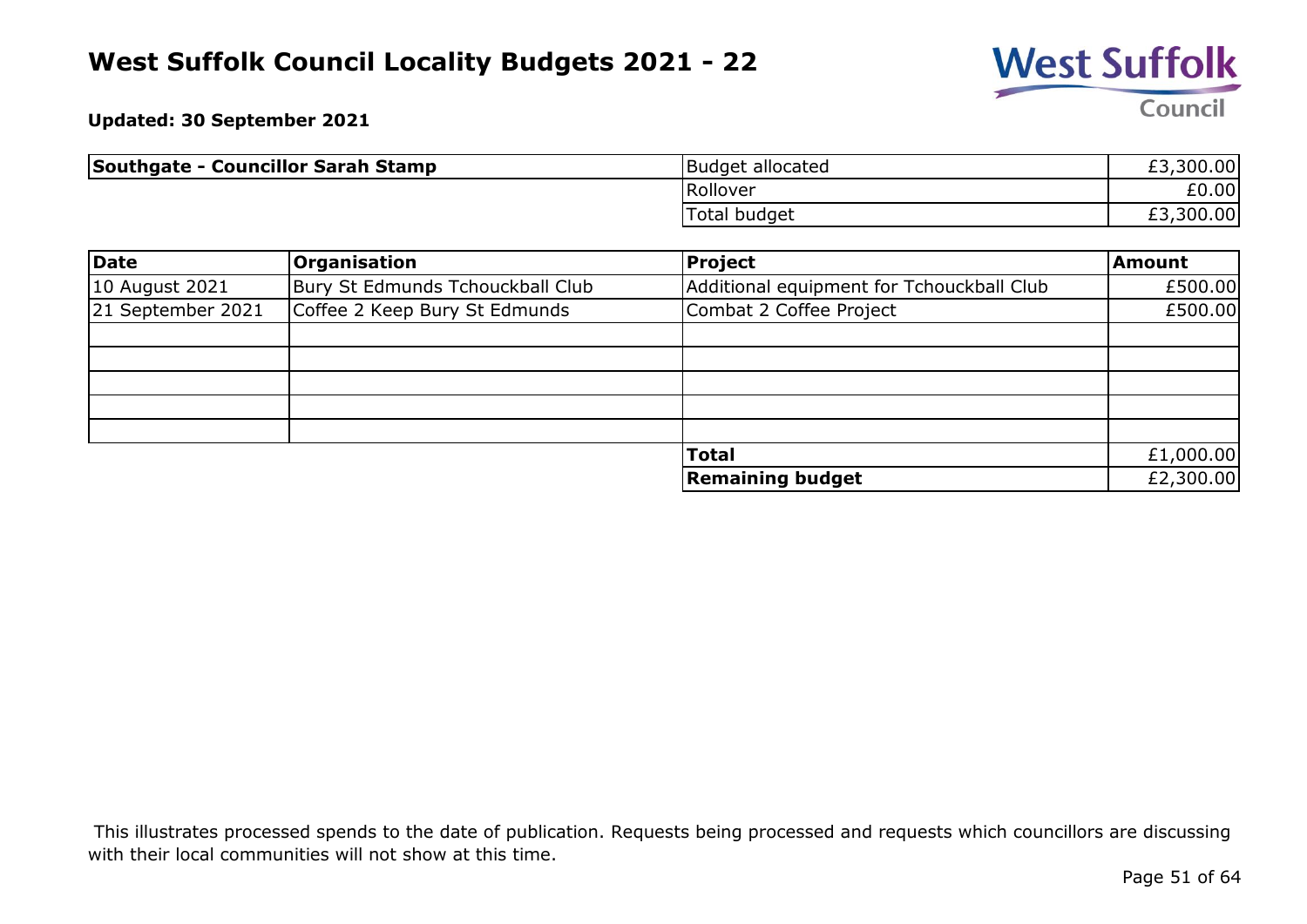# West Suffolk Council Locality Budgets 2021 - 22

**Updated: 30 September 2021**

| **Southgate - Councillor Sarah Stamp** | | |
|---|---|---|
| | Budget allocated | £3,300.00 |
| | Rollover | £0.00 |
| | Total budget | £3,300.00 |

| **Date** | **Organisation** | **Project** | **Amount** |
|---|---|---|---|
| 10 August 2021 | Bury St Edmunds Tchouckball Club | Additional equipment for Tchouckball Club | £500.00 |
| 21 September 2021 | Coffee 2 Keep Bury St Edmunds | Combat 2 Coffee Project | £500.00 |
| | | | |
| | | | |
| | | | |
| | | | |
| | | | |
| | | **Total** | £1,000.00 |
| | | **Remaining budget** | £2,300.00 |

This illustrates processed spends to the date of publication. Requests being processed and requests which councillors are discussing with their local communities will not show at this time.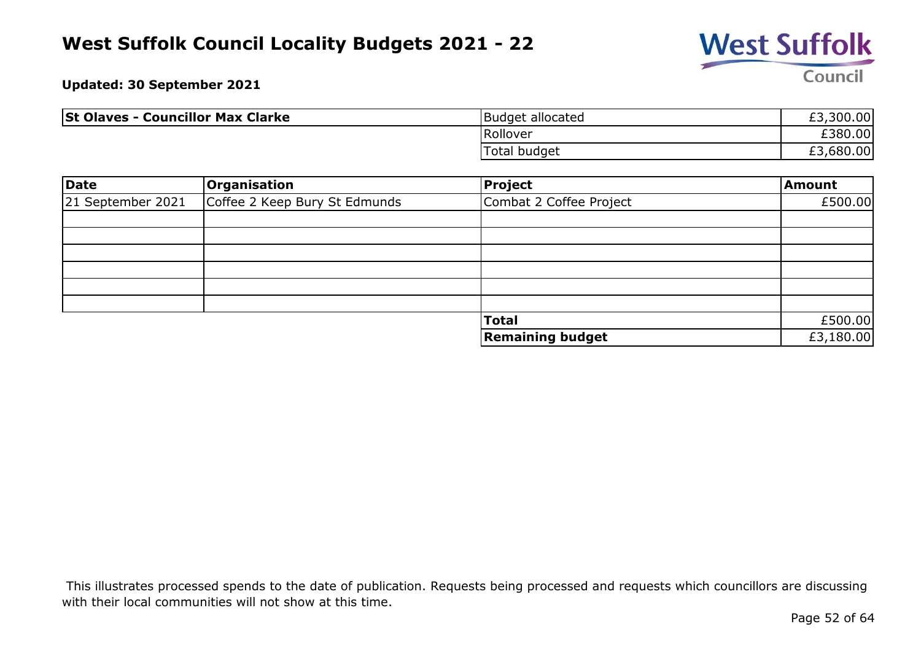# West Suffolk Council Locality Budgets 2021 - 22

**Updated: 30 September 2021**

| **St Olaves - Councillor Max Clarke** | | |
|---|---|---|
| | Budget allocated | £3,300.00 |
| | Rollover | £380.00 |
| | Total budget | £3,680.00 |

| **Date** | **Organisation** | **Project** | **Amount** |
|---|---|---|---|
| 21 September 2021 | Coffee 2 Keep Bury St Edmunds | Combat 2 Coffee Project | £500.00 |
| | | | |
| | | | |
| | | | |
| | | | |
| | | | |
| | | | |
| | | **Total** | £500.00 |
| | | **Remaining budget** | £3,180.00 |

This illustrates processed spends to the date of publication. Requests being processed and requests which councillors are discussing with their local communities will not show at this time.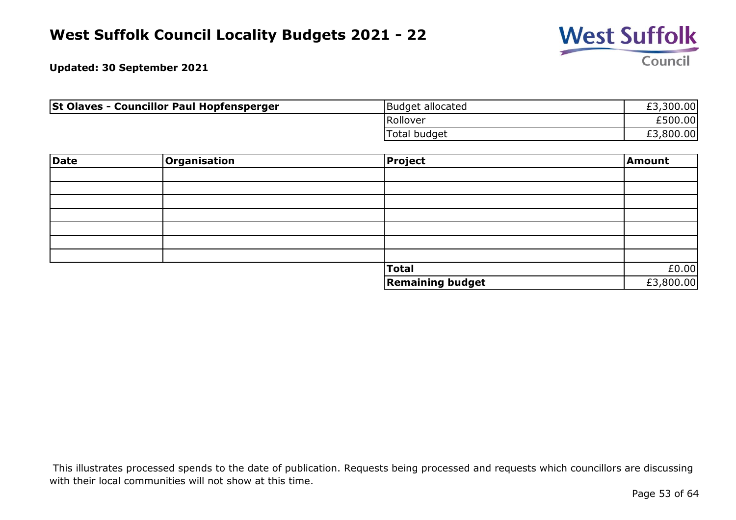# West Suffolk Council Locality Budgets 2021 - 22

**Updated: 30 September 2021**

| **St Olaves - Councillor Paul Hopfensperger** | Budget allocated | £3,300.00 |
|---|---|---|
| | Rollover | £500.00 |
| | Total budget | £3,800.00 |

| **Date** | **Organisation** | **Project** | **Amount** |
|---|---|---|---|
| | | | |
| | | | |
| | | | |
| | | | |
| | | | |
| | | | |
| | | | |
| | | **Total** | £0.00 |
| | | **Remaining budget** | £3,800.00 |

This illustrates processed spends to the date of publication. Requests being processed and requests which councillors are discussing with their local communities will not show at this time.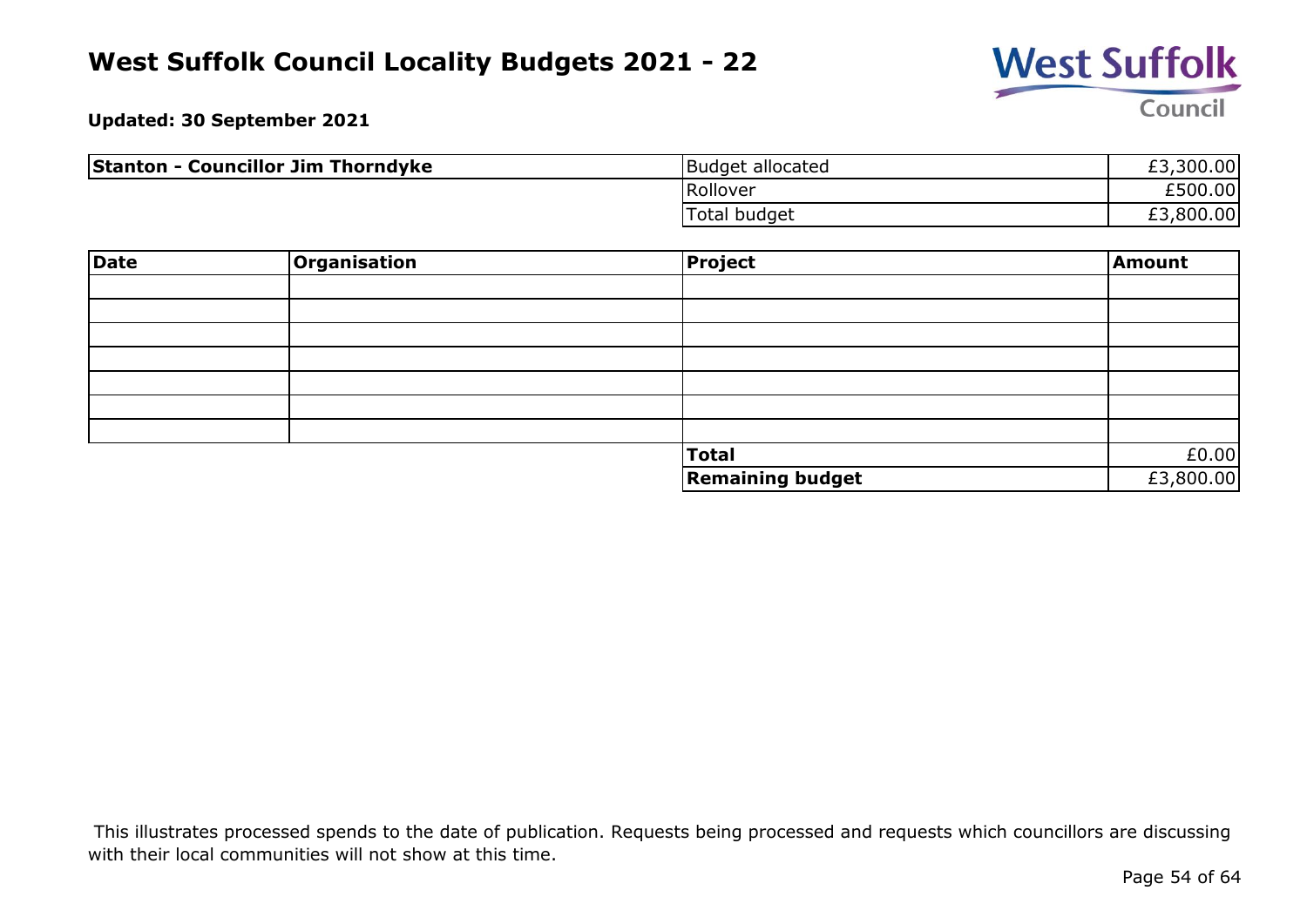# West Suffolk Council Locality Budgets 2021 - 22

**Updated: 30 September 2021**

| **Stanton - Councillor Jim Thorndyke** | | |
|---|---|---|
| | Budget allocated | £3,300.00 |
| | Rollover | £500.00 |
| | Total budget | £3,800.00 |

| Date | Organisation | Project | Amount |
|---|---|---|---|
| | | | |
| | | | |
| | | | |
| | | | |
| | | | |
| | | | |
| | | | |
| | | **Total** | £0.00 |
| | | **Remaining budget** | £3,800.00 |

This illustrates processed spends to the date of publication. Requests being processed and requests which councillors are discussing with their local communities will not show at this time.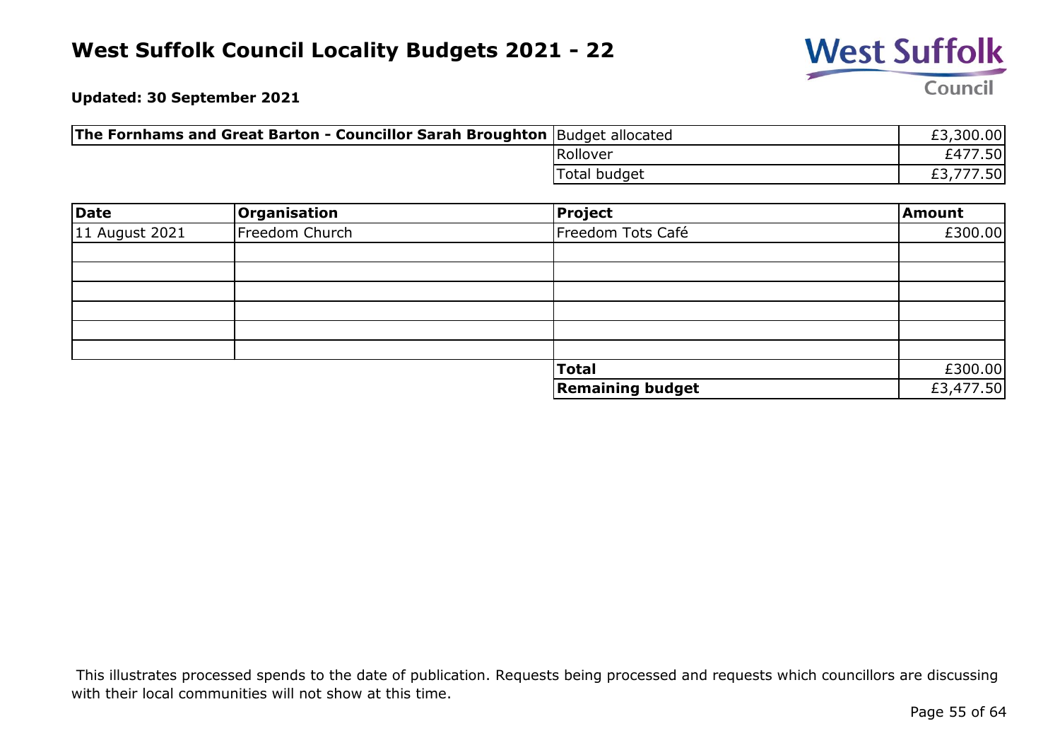# West Suffolk Council Locality Budgets 2021 - 22

**Updated: 30 September 2021**

| The Fornhams and Great Barton - Councillor Sarah Broughton | | |
|---|---|---|
| | Budget allocated | £3,300.00 |
| | Rollover | £477.50 |
| | Total budget | £3,777.50 |

| Date | Organisation | Project | Amount |
|---|---|---|---|
| 11 August 2021 | Freedom Church | Freedom Tots Café | £300.00 |
| | | | |
| | | | |
| | | | |
| | | | |
| | | | |
| | | | |
| | | **Total** | £300.00 |
| | | **Remaining budget** | £3,477.50 |

This illustrates processed spends to the date of publication. Requests being processed and requests which councillors are discussing with their local communities will not show at this time.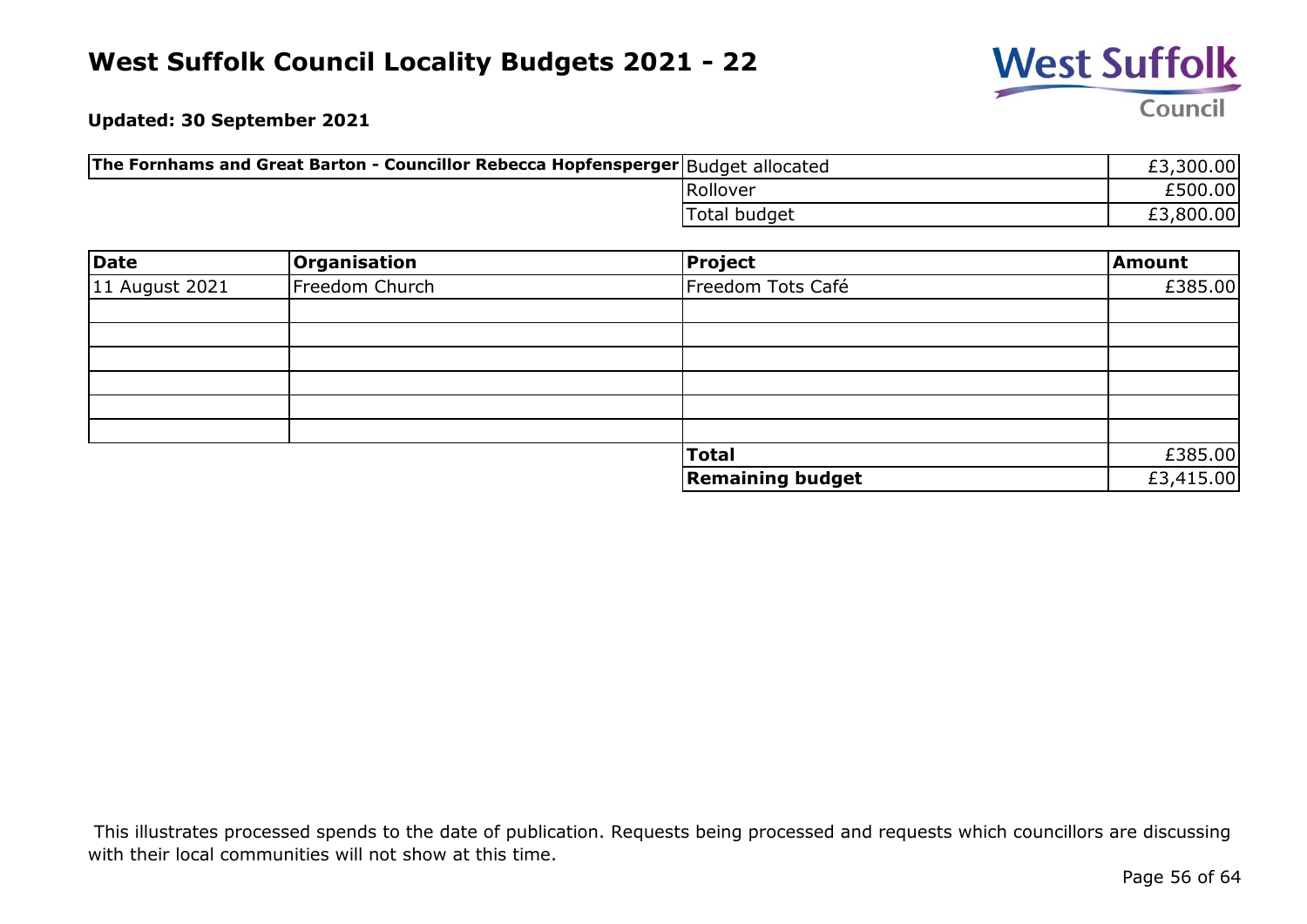# West Suffolk Council Locality Budgets 2021 - 22

**Updated: 30 September 2021**

| **The Fornhams and Great Barton - Councillor Rebecca Hopfensperger** | | |
|---|---|---|
| | Budget allocated | £3,300.00 |
| | Rollover | £500.00 |
| | Total budget | £3,800.00 |

| Date | Organisation | Project | Amount |
|---|---|---|---|
| 11 August 2021 | Freedom Church | Freedom Tots Café | £385.00 |
| | | | |
| | | | |
| | | | |
| | | | |
| | | | |
| | | | |
| | | **Total** | £385.00 |
| | | **Remaining budget** | £3,415.00 |

This illustrates processed spends to the date of publication. Requests being processed and requests which councillors are discussing with their local communities will not show at this time.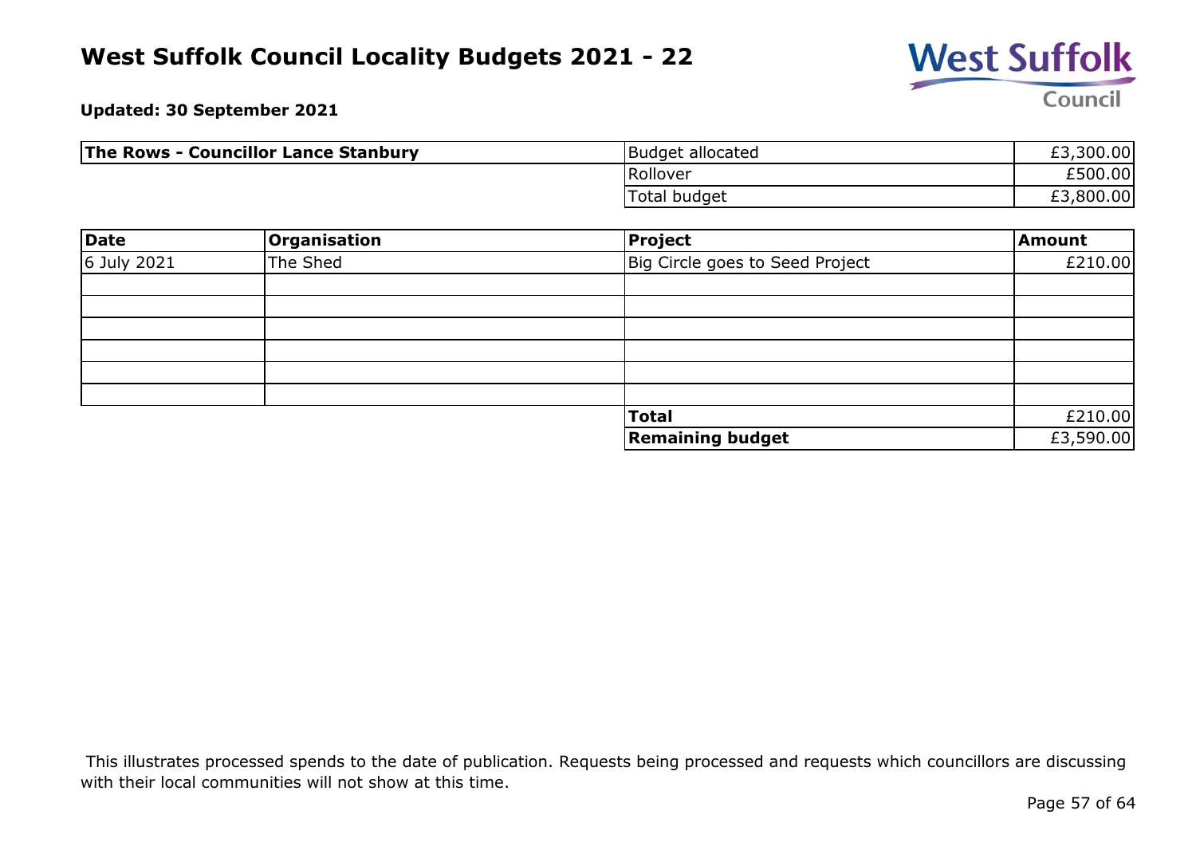# West Suffolk Council Locality Budgets 2021 - 22

**Updated: 30 September 2021**

| **The Rows - Councillor Lance Stanbury** | | |
|---|---|---|
| | Budget allocated | £3,300.00 |
| | Rollover | £500.00 |
| | Total budget | £3,800.00 |

| Date | Organisation | Project | Amount |
|---|---|---|---|
| 6 July 2021 | The Shed | Big Circle goes to Seed Project | £210.00 |
| | | | |
| | | | |
| | | | |
| | | | |
| | | | |
| | | | |
| | | **Total** | £210.00 |
| | | **Remaining budget** | £3,590.00 |

This illustrates processed spends to the date of publication. Requests being processed and requests which councillors are discussing with their local communities will not show at this time.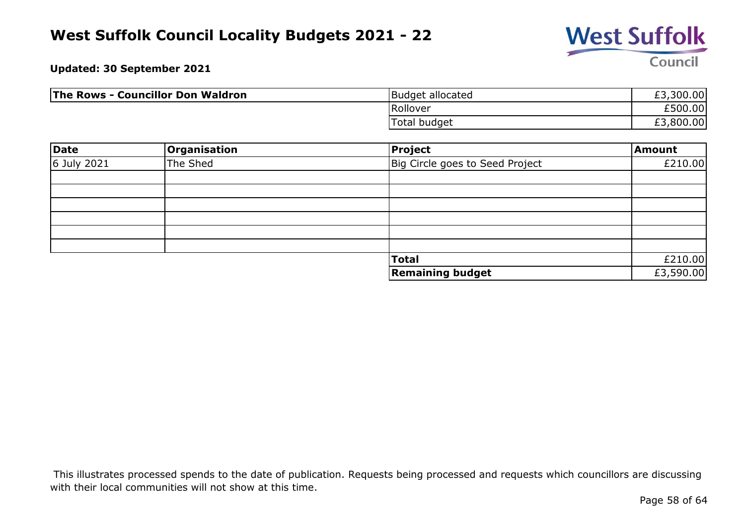# West Suffolk Council Locality Budgets 2021 - 22

**Updated: 30 September 2021**

| **The Rows - Councillor Don Waldron** | | |
|---|---|---|
| | Budget allocated | £3,300.00 |
| | Rollover | £500.00 |
| | Total budget | £3,800.00 |

| Date | Organisation | Project | Amount |
|---|---|---|---|
| 6 July 2021 | The Shed | Big Circle goes to Seed Project | £210.00 |
| | | | |
| | | | |
| | | | |
| | | | |
| | | | |
| | | | |
| | | **Total** | £210.00 |
| | | **Remaining budget** | £3,590.00 |

This illustrates processed spends to the date of publication. Requests being processed and requests which councillors are discussing with their local communities will not show at this time.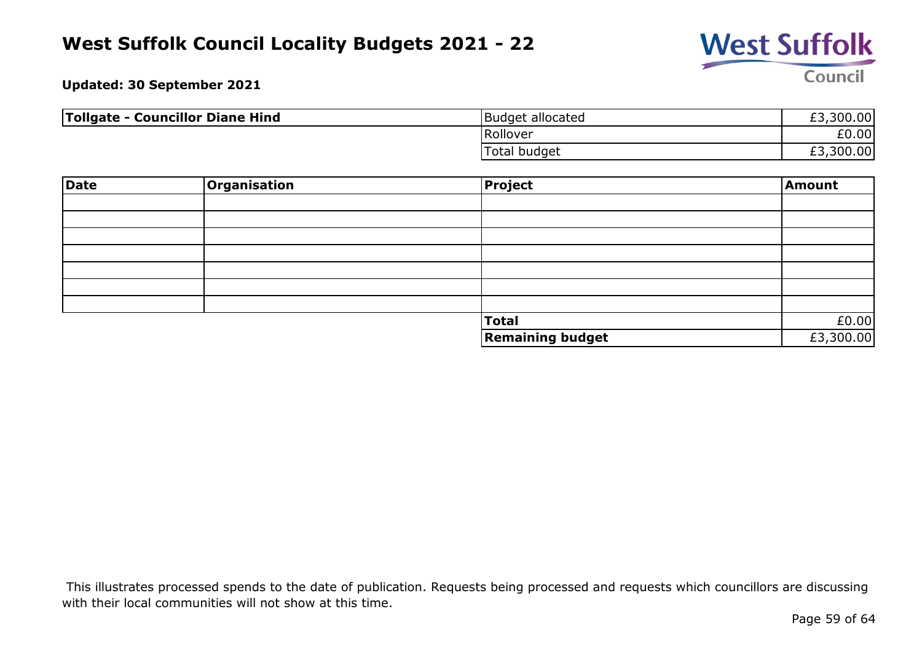# West Suffolk Council Locality Budgets 2021 - 22

**Updated: 30 September 2021**

| **Tollgate - Councillor Diane Hind** | | |
|---|---|---|
| | Budget allocated | £3,300.00 |
| | Rollover | £0.00 |
| | Total budget | £3,300.00 |

| **Date** | **Organisation** | **Project** | **Amount** |
|---|---|---|---|
| | | | |
| | | | |
| | | | |
| | | | |
| | | | |
| | | | |
| | | | |
| | | **Total** | £0.00 |
| | | **Remaining budget** | £3,300.00 |

This illustrates processed spends to the date of publication. Requests being processed and requests which councillors are discussing with their local communities will not show at this time.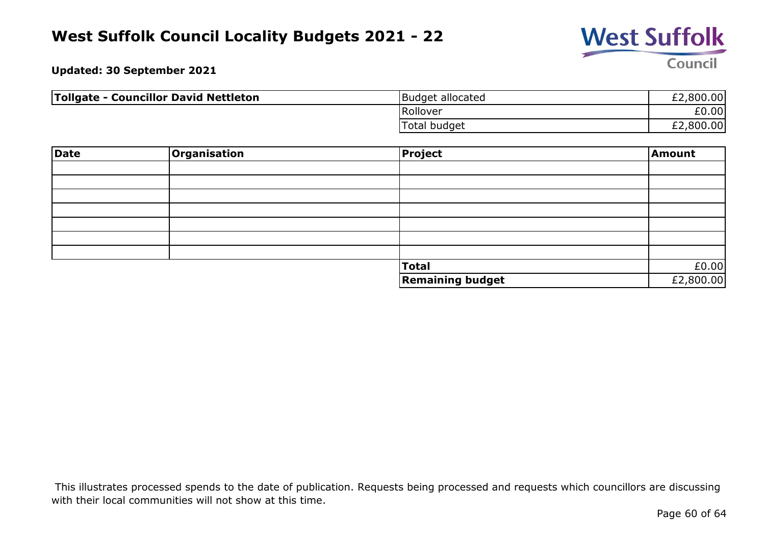# West Suffolk Council Locality Budgets 2021 - 22

**Updated: 30 September 2021**

| **Tollgate - Councillor David Nettleton** | | |
|---|---|---|
| | Budget allocated | £2,800.00 |
| | Rollover | £0.00 |
| | Total budget | £2,800.00 |

| Date | Organisation | Project | Amount |
|---|---|---|---|
| | | | |
| | | | |
| | | | |
| | | | |
| | | | |
| | | | |
| | | | |
| | | **Total** | £0.00 |
| | | **Remaining budget** | £2,800.00 |

This illustrates processed spends to the date of publication. Requests being processed and requests which councillors are discussing with their local communities will not show at this time.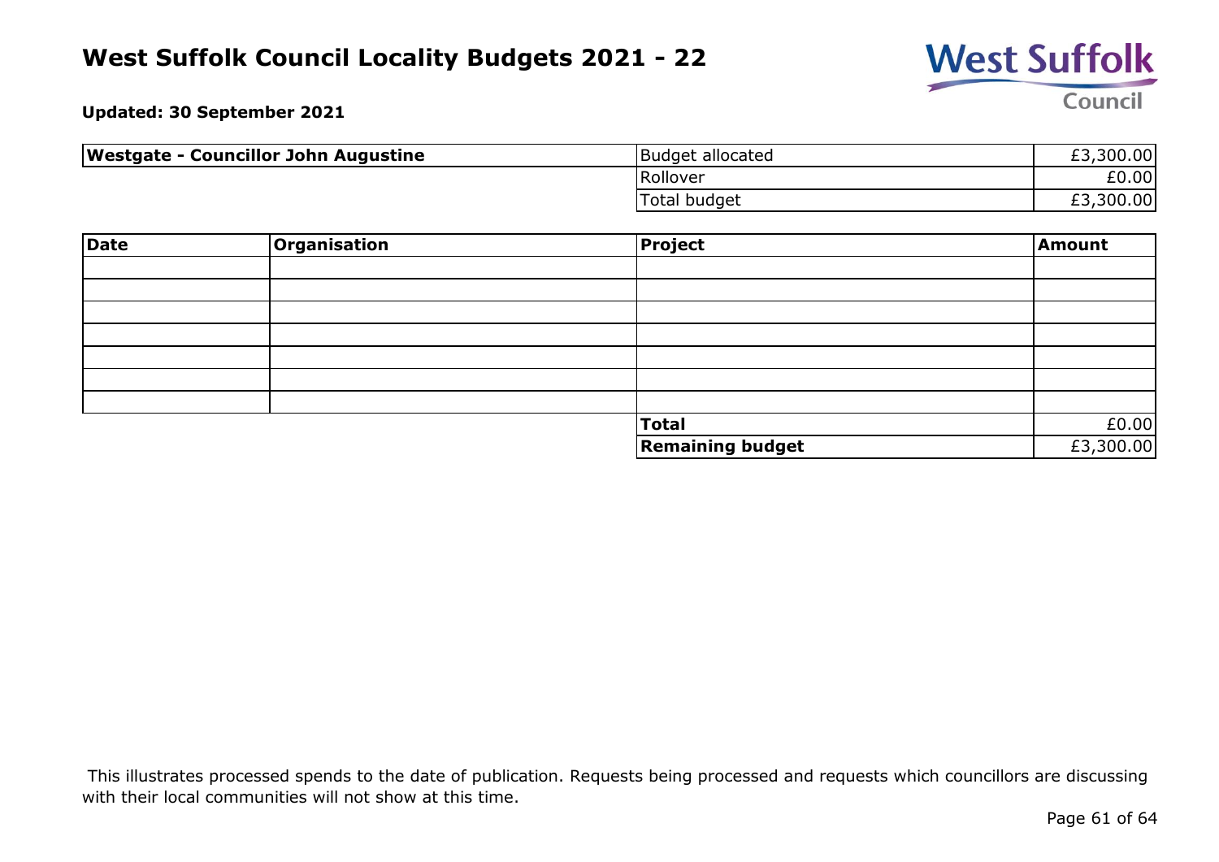# West Suffolk Council Locality Budgets 2021 - 22

**Updated: 30 September 2021**

| **Westgate - Councillor John Augustine** | Budget allocated | £3,300.00 |
|---|---|---|
| | Rollover | £0.00 |
| | Total budget | £3,300.00 |

| **Date** | **Organisation** | **Project** | **Amount** |
|---|---|---|---|
| | | | |
| | | | |
| | | | |
| | | | |
| | | | |
| | | | |
| | | | |
| | | **Total** | £0.00 |
| | | **Remaining budget** | £3,300.00 |

This illustrates processed spends to the date of publication. Requests being processed and requests which councillors are discussing with their local communities will not show at this time.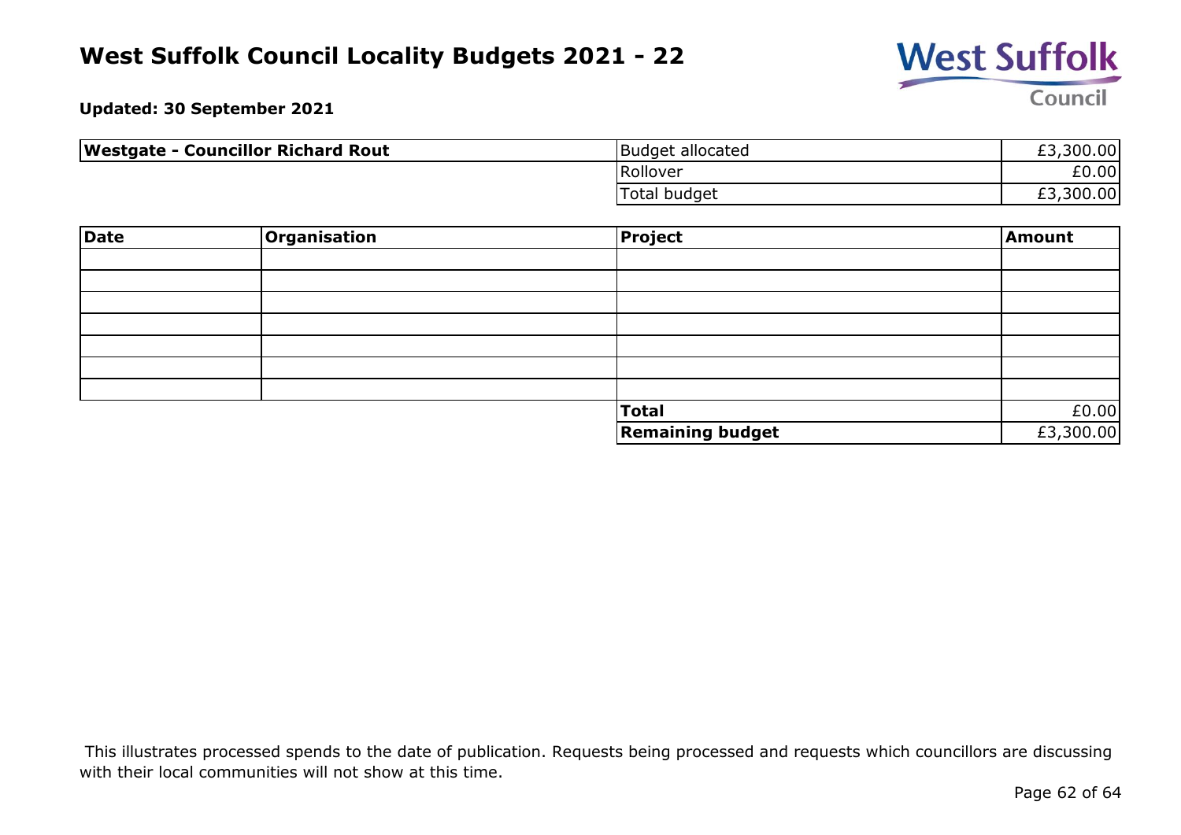# West Suffolk Council Locality Budgets 2021 - 22

**Updated: 30 September 2021**

| **Westgate - Councillor Richard Rout** | | |
|---|---|---|
| | Budget allocated | £3,300.00 |
| | Rollover | £0.00 |
| | Total budget | £3,300.00 |

| Date | Organisation | Project | Amount |
|---|---|---|---|
| | | | |
| | | | |
| | | | |
| | | | |
| | | | |
| | | | |
| | | | |
| | | **Total** | £0.00 |
| | | **Remaining budget** | £3,300.00 |

This illustrates processed spends to the date of publication. Requests being processed and requests which councillors are discussing with their local communities will not show at this time.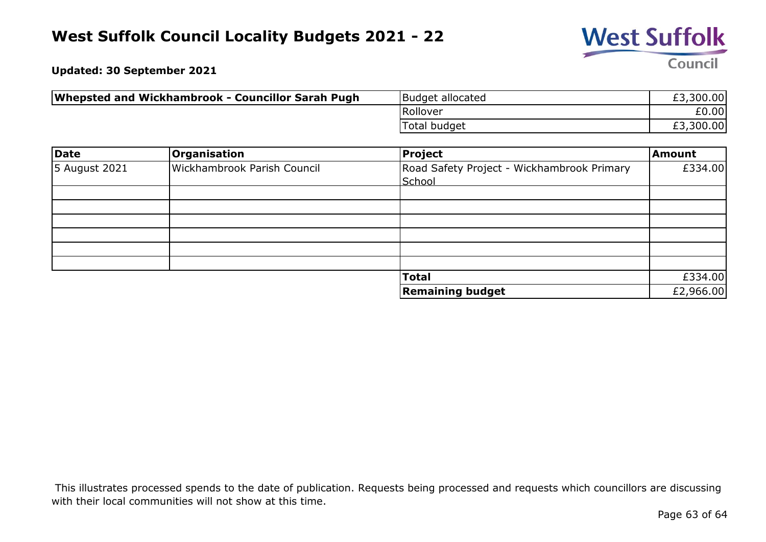# West Suffolk Council Locality Budgets 2021 - 22

**Updated: 30 September 2021**

| **Whepsted and Wickhambrook - Councillor Sarah Pugh** | | |
|---|---|---|
| | Budget allocated | £3,300.00 |
| | Rollover | £0.00 |
| | Total budget | £3,300.00 |

| **Date** | **Organisation** | **Project** | **Amount** |
|---|---|---|---|
| 5 August 2021 | Wickhambrook Parish Council | Road Safety Project - Wickhambrook Primary School | £334.00 |
| | | | |
| | | | |
| | | | |
| | | | |
| | | | |
| | | | |
| | | **Total** | £334.00 |
| | | **Remaining budget** | £2,966.00 |

This illustrates processed spends to the date of publication. Requests being processed and requests which councillors are discussing with their local communities will not show at this time.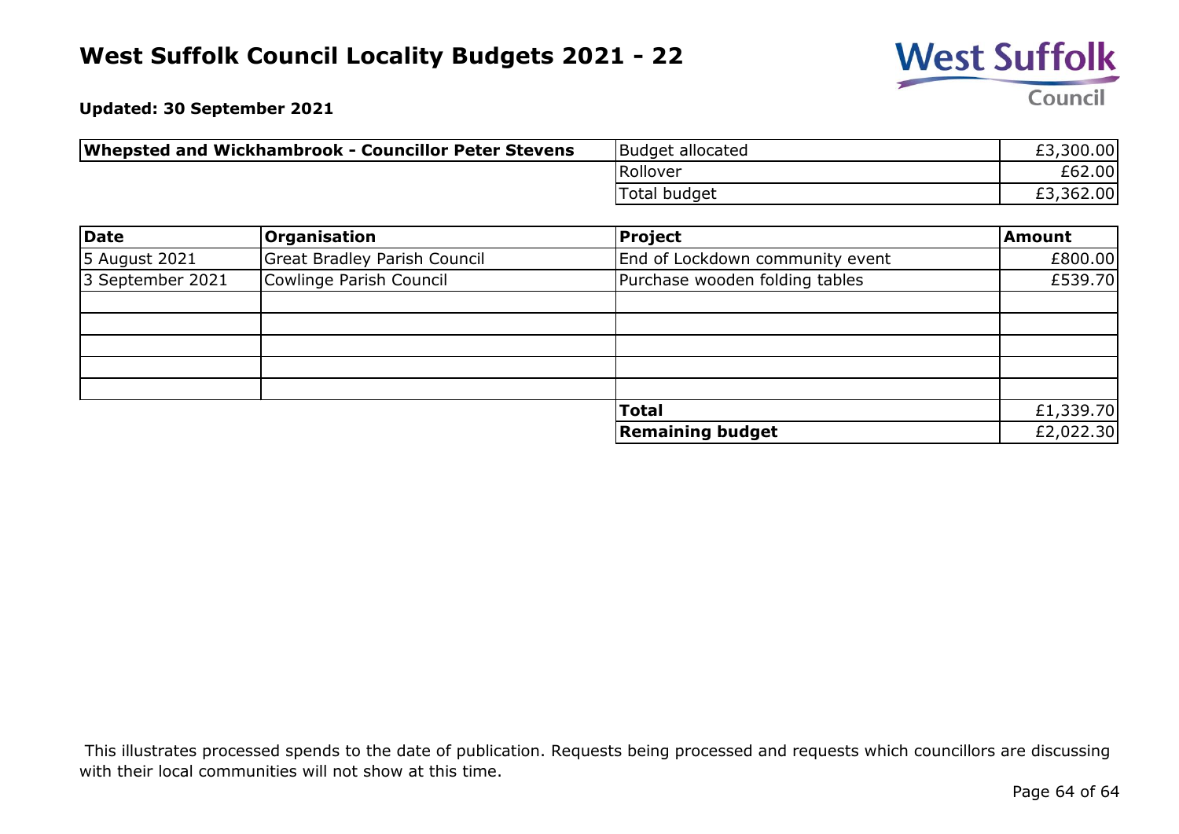# West Suffolk Council Locality Budgets 2021 - 22

**Updated: 30 September 2021**

| **Whepsted and Wickhambrook - Councillor Peter Stevens** | | |
|---|---|---|
| | Budget allocated | £3,300.00 |
| | Rollover | £62.00 |
| | Total budget | £3,362.00 |

| Date | Organisation | Project | Amount |
|---|---|---|---|
| 5 August 2021 | Great Bradley Parish Council | End of Lockdown community event | £800.00 |
| 3 September 2021 | Cowlinge Parish Council | Purchase wooden folding tables | £539.70 |
| | | | |
| | | | |
| | | | |
| | | | |
| | | | |
| | | **Total** | £1,339.70 |
| | | **Remaining budget** | £2,022.30 |

This illustrates processed spends to the date of publication. Requests being processed and requests which councillors are discussing with their local communities will not show at this time.